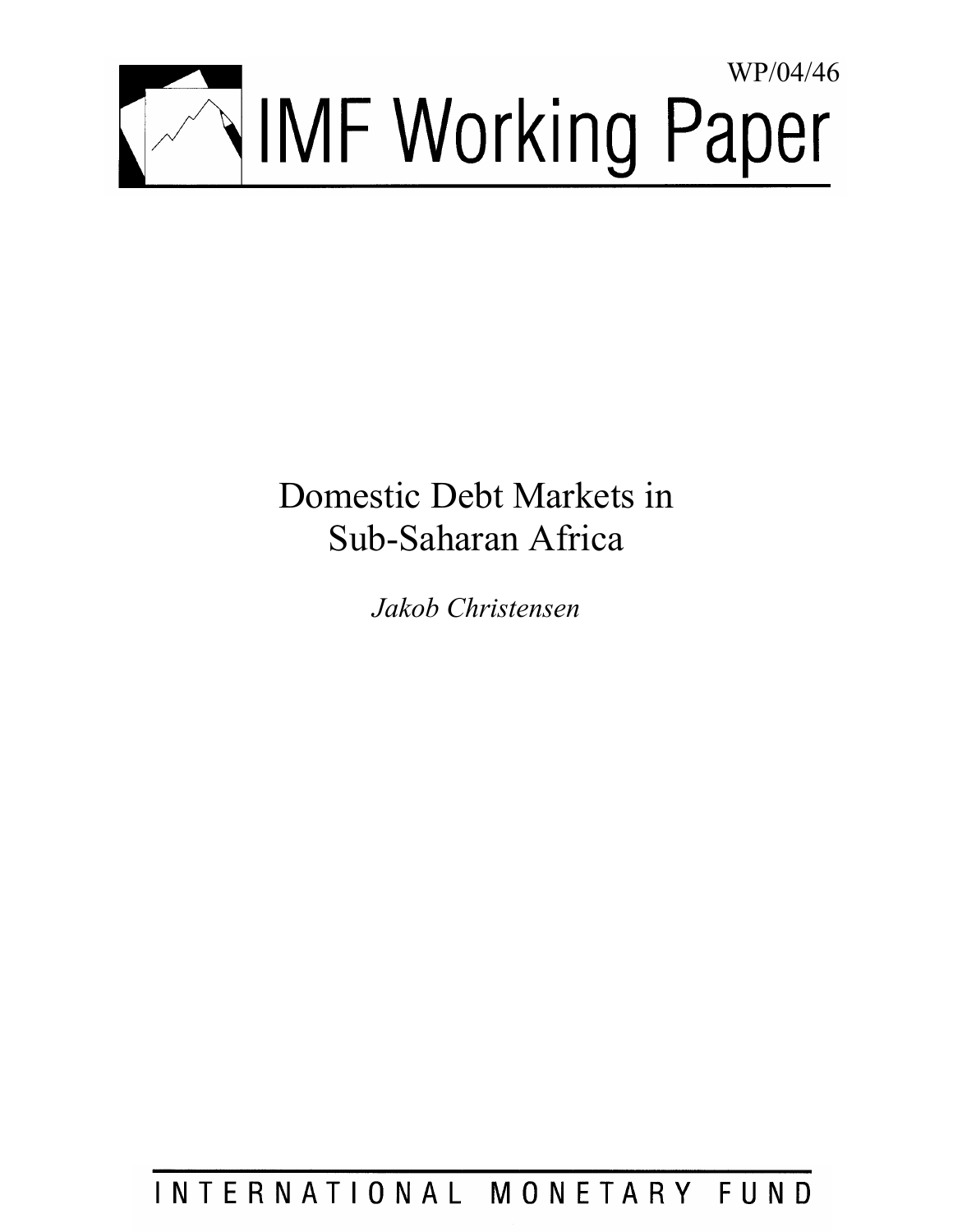WP/04/46

# IMF Working Paper

# Domestic Debt Markets in Sub-Saharan Africa

*Jakob Christensen*

INTERNATIONAL MONETARY FUND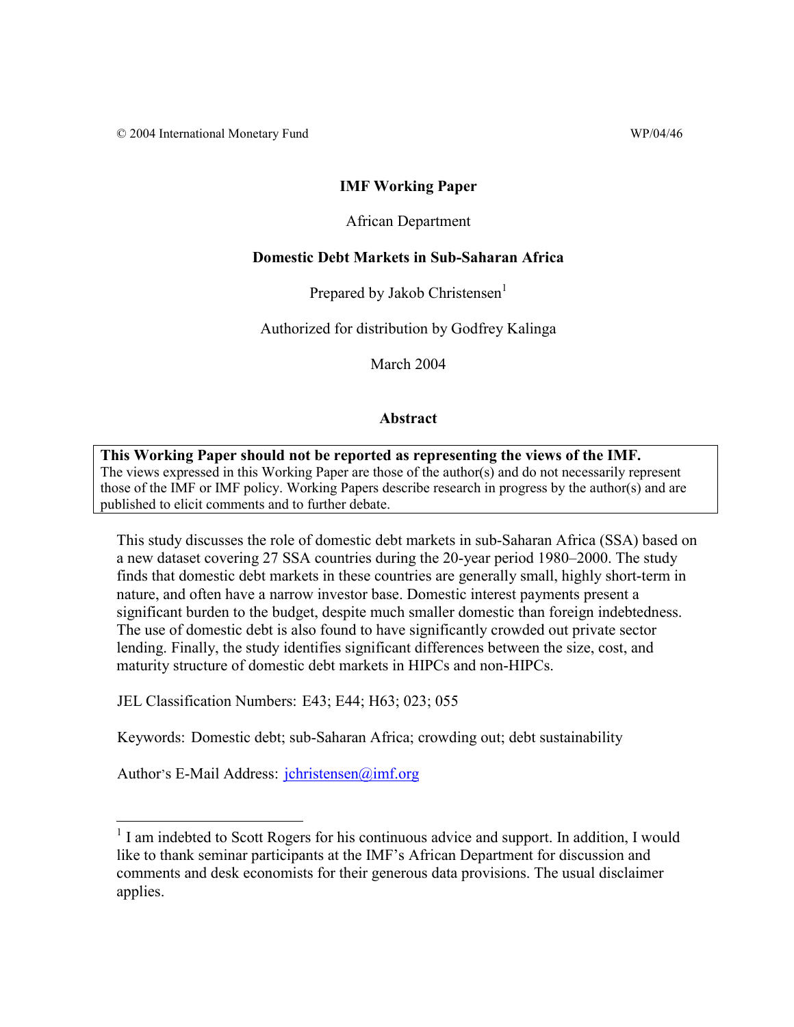© 2004 International Monetary Fund WP/04/46

# IMF Working Paper

African Department

## Domestic Debt Markets in Sub-Saharan Africa

Prepared by Jakob Christensen[1]

Authorized for distribution by Godfrey Kalinga

March 2004

### Abstract

**This Working Paper should not be reported as representing the views of the IMF.**
The views expressed in this Working Paper are those of the author(s) and do not necessarily represent those of the IMF or IMF policy. Working Papers describe research in progress by the author(s) and are published to elicit comments and to further debate.

This study discusses the role of domestic debt markets in sub-Saharan Africa (SSA) based on a new dataset covering 27 SSA countries during the 20-year period 1980–2000. The study finds that domestic debt markets in these countries are generally small, highly short-term in nature, and often have a narrow investor base. Domestic interest payments present a significant burden to the budget, despite much smaller domestic than foreign indebtedness. The use of domestic debt is also found to have significantly crowded out private sector lending. Finally, the study identifies significant differences between the size, cost, and maturity structure of domestic debt markets in HIPCs and non-HIPCs.

JEL Classification Numbers: E43; E44; H63; 023; 055

Keywords: Domestic debt; sub-Saharan Africa; crowding out; debt sustainability

Author's E-Mail Address: jchristensen@imf.org

[1] I am indebted to Scott Rogers for his continuous advice and support. In addition, I would like to thank seminar participants at the IMF's African Department for discussion and comments and desk economists for their generous data provisions. The usual disclaimer applies.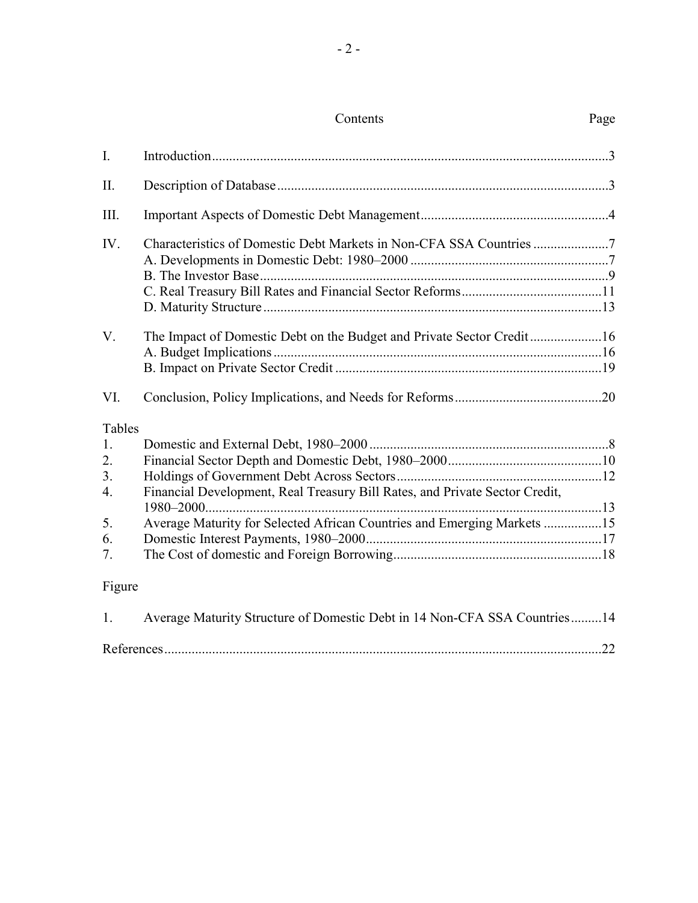Contents

| | | Page |
|---|---|---|
| I. | Introduction | 3 |
| II. | Description of Database | 3 |
| III. | Important Aspects of Domestic Debt Management | 4 |
| IV. | Characteristics of Domestic Debt Markets in Non-CFA SSA Countries | 7 |
| | A. Developments in Domestic Debt: 1980–2000 | 7 |
| | B. The Investor Base | 9 |
| | C. Real Treasury Bill Rates and Financial Sector Reforms | 11 |
| | D. Maturity Structure | 13 |
| V. | The Impact of Domestic Debt on the Budget and Private Sector Credit | 16 |
| | A. Budget Implications | 16 |
| | B. Impact on Private Sector Credit | 19 |
| VI. | Conclusion, Policy Implications, and Needs for Reforms | 20 |

Tables

| | | |
|---|---|---|
| 1. | Domestic and External Debt, 1980–2000 | 8 |
| 2. | Financial Sector Depth and Domestic Debt, 1980–2000 | 10 |
| 3. | Holdings of Government Debt Across Sectors | 12 |
| 4. | Financial Development, Real Treasury Bill Rates, and Private Sector Credit, 1980–2000 | 13 |
| 5. | Average Maturity for Selected African Countries and Emerging Markets | 15 |
| 6. | Domestic Interest Payments, 1980–2000 | 17 |
| 7. | The Cost of domestic and Foreign Borrowing | 18 |

Figure

| | | |
|---|---|---|
| 1. | Average Maturity Structure of Domestic Debt in 14 Non-CFA SSA Countries | 14 |

References ... 22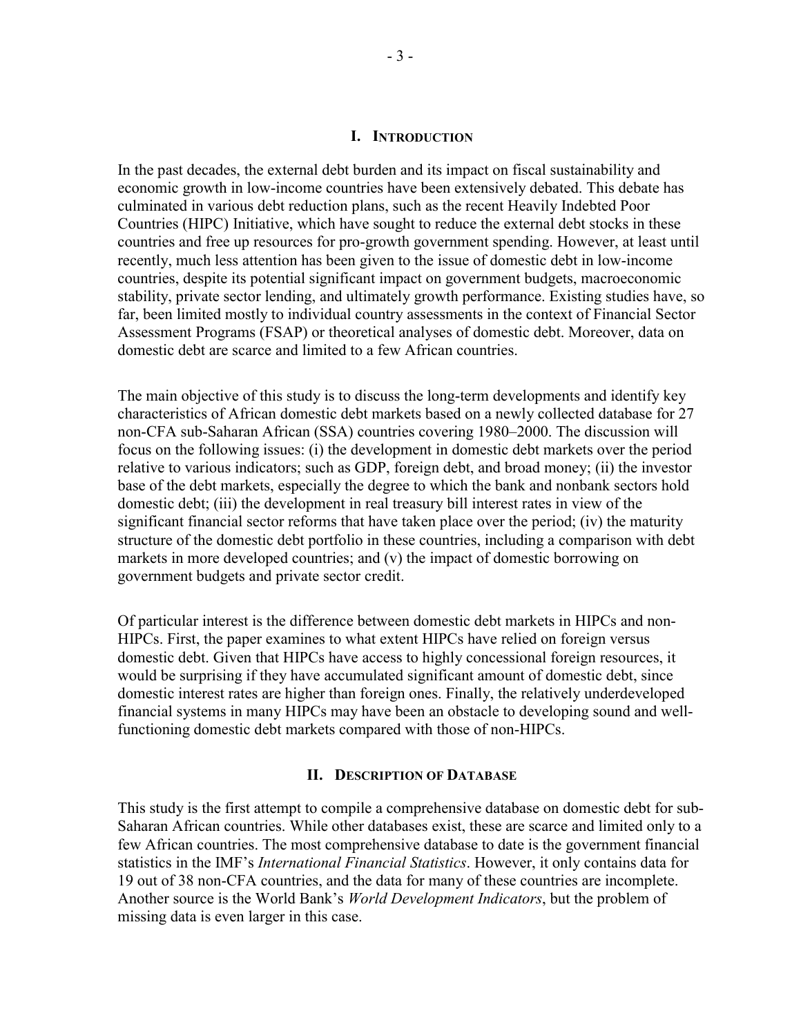## I. Introduction

In the past decades, the external debt burden and its impact on fiscal sustainability and economic growth in low-income countries have been extensively debated. This debate has culminated in various debt reduction plans, such as the recent Heavily Indebted Poor Countries (HIPC) Initiative, which have sought to reduce the external debt stocks in these countries and free up resources for pro-growth government spending. However, at least until recently, much less attention has been given to the issue of domestic debt in low-income countries, despite its potential significant impact on government budgets, macroeconomic stability, private sector lending, and ultimately growth performance. Existing studies have, so far, been limited mostly to individual country assessments in the context of Financial Sector Assessment Programs (FSAP) or theoretical analyses of domestic debt. Moreover, data on domestic debt are scarce and limited to a few African countries.

The main objective of this study is to discuss the long-term developments and identify key characteristics of African domestic debt markets based on a newly collected database for 27 non-CFA sub-Saharan African (SSA) countries covering 1980–2000. The discussion will focus on the following issues: (i) the development in domestic debt markets over the period relative to various indicators; such as GDP, foreign debt, and broad money; (ii) the investor base of the debt markets, especially the degree to which the bank and nonbank sectors hold domestic debt; (iii) the development in real treasury bill interest rates in view of the significant financial sector reforms that have taken place over the period; (iv) the maturity structure of the domestic debt portfolio in these countries, including a comparison with debt markets in more developed countries; and (v) the impact of domestic borrowing on government budgets and private sector credit.

Of particular interest is the difference between domestic debt markets in HIPCs and non-HIPCs. First, the paper examines to what extent HIPCs have relied on foreign versus domestic debt. Given that HIPCs have access to highly concessional foreign resources, it would be surprising if they have accumulated significant amount of domestic debt, since domestic interest rates are higher than foreign ones. Finally, the relatively underdeveloped financial systems in many HIPCs may have been an obstacle to developing sound and well-functioning domestic debt markets compared with those of non-HIPCs.

## II. Description of Database

This study is the first attempt to compile a comprehensive database on domestic debt for sub-Saharan African countries. While other databases exist, these are scarce and limited only to a few African countries. The most comprehensive database to date is the government financial statistics in the IMF's *International Financial Statistics*. However, it only contains data for 19 out of 38 non-CFA countries, and the data for many of these countries are incomplete. Another source is the World Bank's *World Development Indicators*, but the problem of missing data is even larger in this case.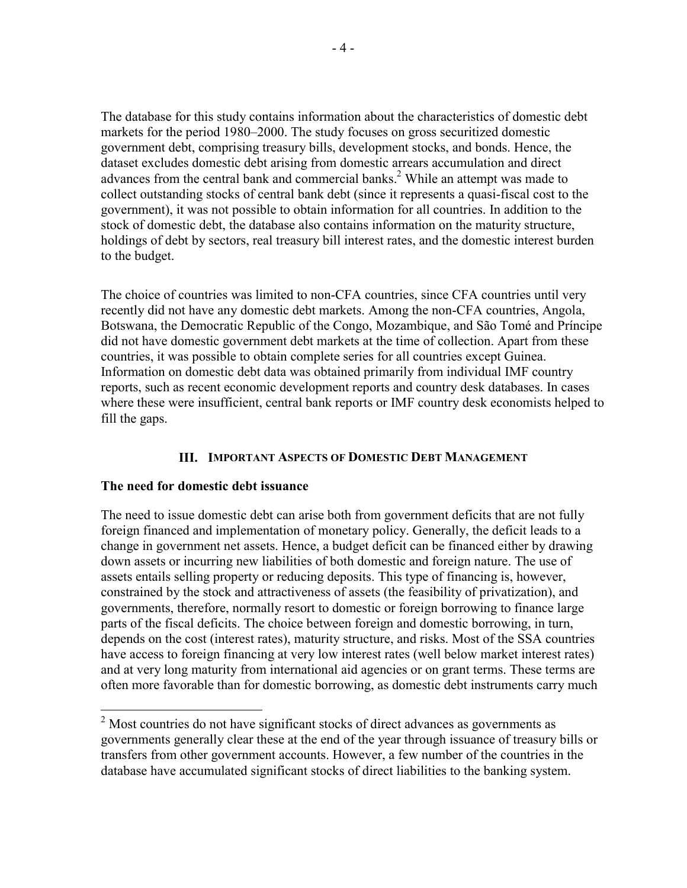The database for this study contains information about the characteristics of domestic debt markets for the period 1980–2000. The study focuses on gross securitized domestic government debt, comprising treasury bills, development stocks, and bonds. Hence, the dataset excludes domestic debt arising from domestic arrears accumulation and direct advances from the central bank and commercial banks.[2] While an attempt was made to collect outstanding stocks of central bank debt (since it represents a quasi-fiscal cost to the government), it was not possible to obtain information for all countries. In addition to the stock of domestic debt, the database also contains information on the maturity structure, holdings of debt by sectors, real treasury bill interest rates, and the domestic interest burden to the budget.

The choice of countries was limited to non-CFA countries, since CFA countries until very recently did not have any domestic debt markets. Among the non-CFA countries, Angola, Botswana, the Democratic Republic of the Congo, Mozambique, and São Tomé and Príncipe did not have domestic government debt markets at the time of collection. Apart from these countries, it was possible to obtain complete series for all countries except Guinea. Information on domestic debt data was obtained primarily from individual IMF country reports, such as recent economic development reports and country desk databases. In cases where these were insufficient, central bank reports or IMF country desk economists helped to fill the gaps.

## III. Important Aspects of Domestic Debt Management

### The need for domestic debt issuance

The need to issue domestic debt can arise both from government deficits that are not fully foreign financed and implementation of monetary policy. Generally, the deficit leads to a change in government net assets. Hence, a budget deficit can be financed either by drawing down assets or incurring new liabilities of both domestic and foreign nature. The use of assets entails selling property or reducing deposits. This type of financing is, however, constrained by the stock and attractiveness of assets (the feasibility of privatization), and governments, therefore, normally resort to domestic or foreign borrowing to finance large parts of the fiscal deficits. The choice between foreign and domestic borrowing, in turn, depends on the cost (interest rates), maturity structure, and risks. Most of the SSA countries have access to foreign financing at very low interest rates (well below market interest rates) and at very long maturity from international aid agencies or on grant terms. These terms are often more favorable than for domestic borrowing, as domestic debt instruments carry much

[2] Most countries do not have significant stocks of direct advances as governments as governments generally clear these at the end of the year through issuance of treasury bills or transfers from other government accounts. However, a few number of the countries in the database have accumulated significant stocks of direct liabilities to the banking system.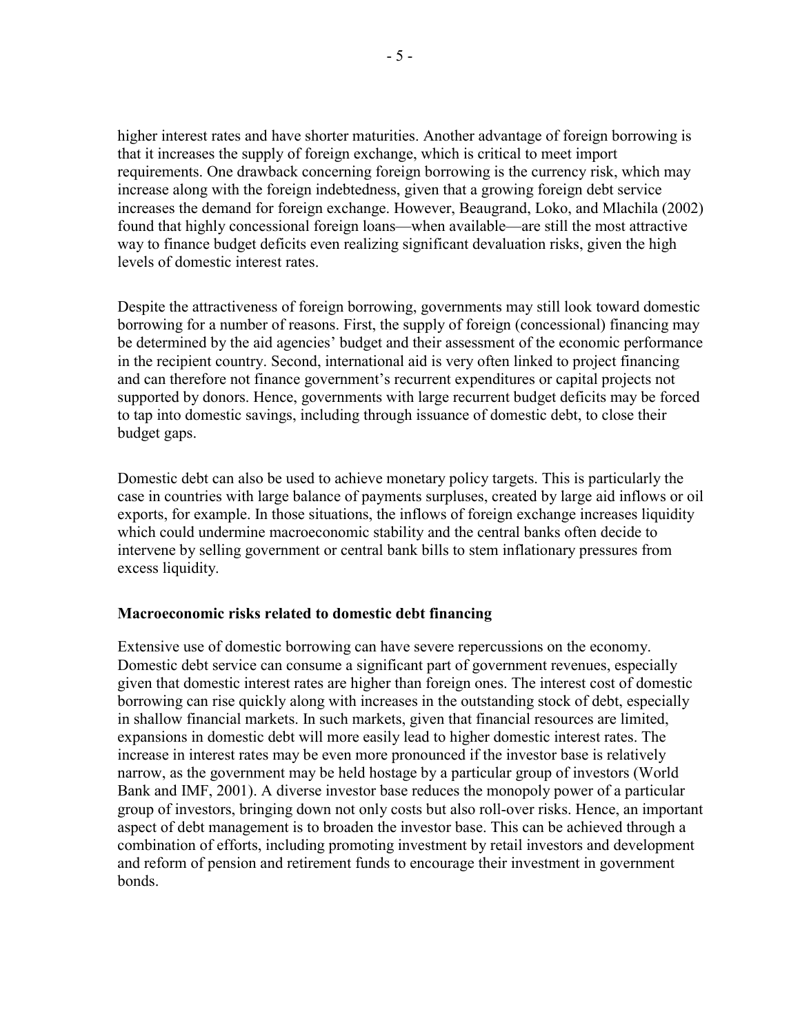higher interest rates and have shorter maturities. Another advantage of foreign borrowing is that it increases the supply of foreign exchange, which is critical to meet import requirements. One drawback concerning foreign borrowing is the currency risk, which may increase along with the foreign indebtedness, given that a growing foreign debt service increases the demand for foreign exchange. However, Beaugrand, Loko, and Mlachila (2002) found that highly concessional foreign loans—when available—are still the most attractive way to finance budget deficits even realizing significant devaluation risks, given the high levels of domestic interest rates.

Despite the attractiveness of foreign borrowing, governments may still look toward domestic borrowing for a number of reasons. First, the supply of foreign (concessional) financing may be determined by the aid agencies' budget and their assessment of the economic performance in the recipient country. Second, international aid is very often linked to project financing and can therefore not finance government's recurrent expenditures or capital projects not supported by donors. Hence, governments with large recurrent budget deficits may be forced to tap into domestic savings, including through issuance of domestic debt, to close their budget gaps.

Domestic debt can also be used to achieve monetary policy targets. This is particularly the case in countries with large balance of payments surpluses, created by large aid inflows or oil exports, for example. In those situations, the inflows of foreign exchange increases liquidity which could undermine macroeconomic stability and the central banks often decide to intervene by selling government or central bank bills to stem inflationary pressures from excess liquidity.

**Macroeconomic risks related to domestic debt financing**

Extensive use of domestic borrowing can have severe repercussions on the economy. Domestic debt service can consume a significant part of government revenues, especially given that domestic interest rates are higher than foreign ones. The interest cost of domestic borrowing can rise quickly along with increases in the outstanding stock of debt, especially in shallow financial markets. In such markets, given that financial resources are limited, expansions in domestic debt will more easily lead to higher domestic interest rates. The increase in interest rates may be even more pronounced if the investor base is relatively narrow, as the government may be held hostage by a particular group of investors (World Bank and IMF, 2001). A diverse investor base reduces the monopoly power of a particular group of investors, bringing down not only costs but also roll-over risks. Hence, an important aspect of debt management is to broaden the investor base. This can be achieved through a combination of efforts, including promoting investment by retail investors and development and reform of pension and retirement funds to encourage their investment in government bonds.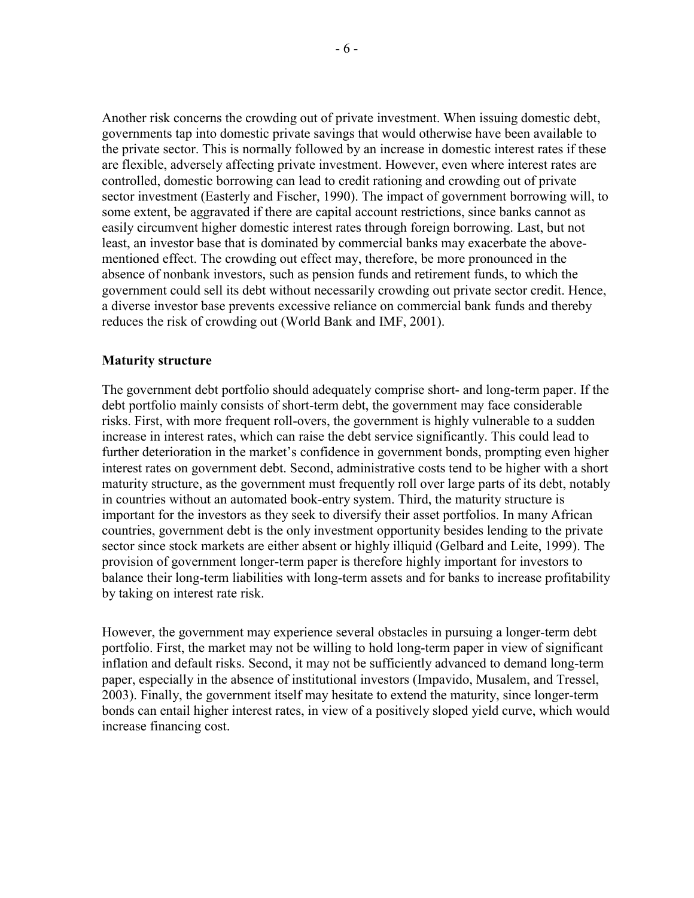Another risk concerns the crowding out of private investment. When issuing domestic debt, governments tap into domestic private savings that would otherwise have been available to the private sector. This is normally followed by an increase in domestic interest rates if these are flexible, adversely affecting private investment. However, even where interest rates are controlled, domestic borrowing can lead to credit rationing and crowding out of private sector investment (Easterly and Fischer, 1990). The impact of government borrowing will, to some extent, be aggravated if there are capital account restrictions, since banks cannot as easily circumvent higher domestic interest rates through foreign borrowing. Last, but not least, an investor base that is dominated by commercial banks may exacerbate the above-mentioned effect. The crowding out effect may, therefore, be more pronounced in the absence of nonbank investors, such as pension funds and retirement funds, to which the government could sell its debt without necessarily crowding out private sector credit. Hence, a diverse investor base prevents excessive reliance on commercial bank funds and thereby reduces the risk of crowding out (World Bank and IMF, 2001).

**Maturity structure**

The government debt portfolio should adequately comprise short- and long-term paper. If the debt portfolio mainly consists of short-term debt, the government may face considerable risks. First, with more frequent roll-overs, the government is highly vulnerable to a sudden increase in interest rates, which can raise the debt service significantly. This could lead to further deterioration in the market's confidence in government bonds, prompting even higher interest rates on government debt. Second, administrative costs tend to be higher with a short maturity structure, as the government must frequently roll over large parts of its debt, notably in countries without an automated book-entry system. Third, the maturity structure is important for the investors as they seek to diversify their asset portfolios. In many African countries, government debt is the only investment opportunity besides lending to the private sector since stock markets are either absent or highly illiquid (Gelbard and Leite, 1999). The provision of government longer-term paper is therefore highly important for investors to balance their long-term liabilities with long-term assets and for banks to increase profitability by taking on interest rate risk.

However, the government may experience several obstacles in pursuing a longer-term debt portfolio. First, the market may not be willing to hold long-term paper in view of significant inflation and default risks. Second, it may not be sufficiently advanced to demand long-term paper, especially in the absence of institutional investors (Impavido, Musalem, and Tressel, 2003). Finally, the government itself may hesitate to extend the maturity, since longer-term bonds can entail higher interest rates, in view of a positively sloped yield curve, which would increase financing cost.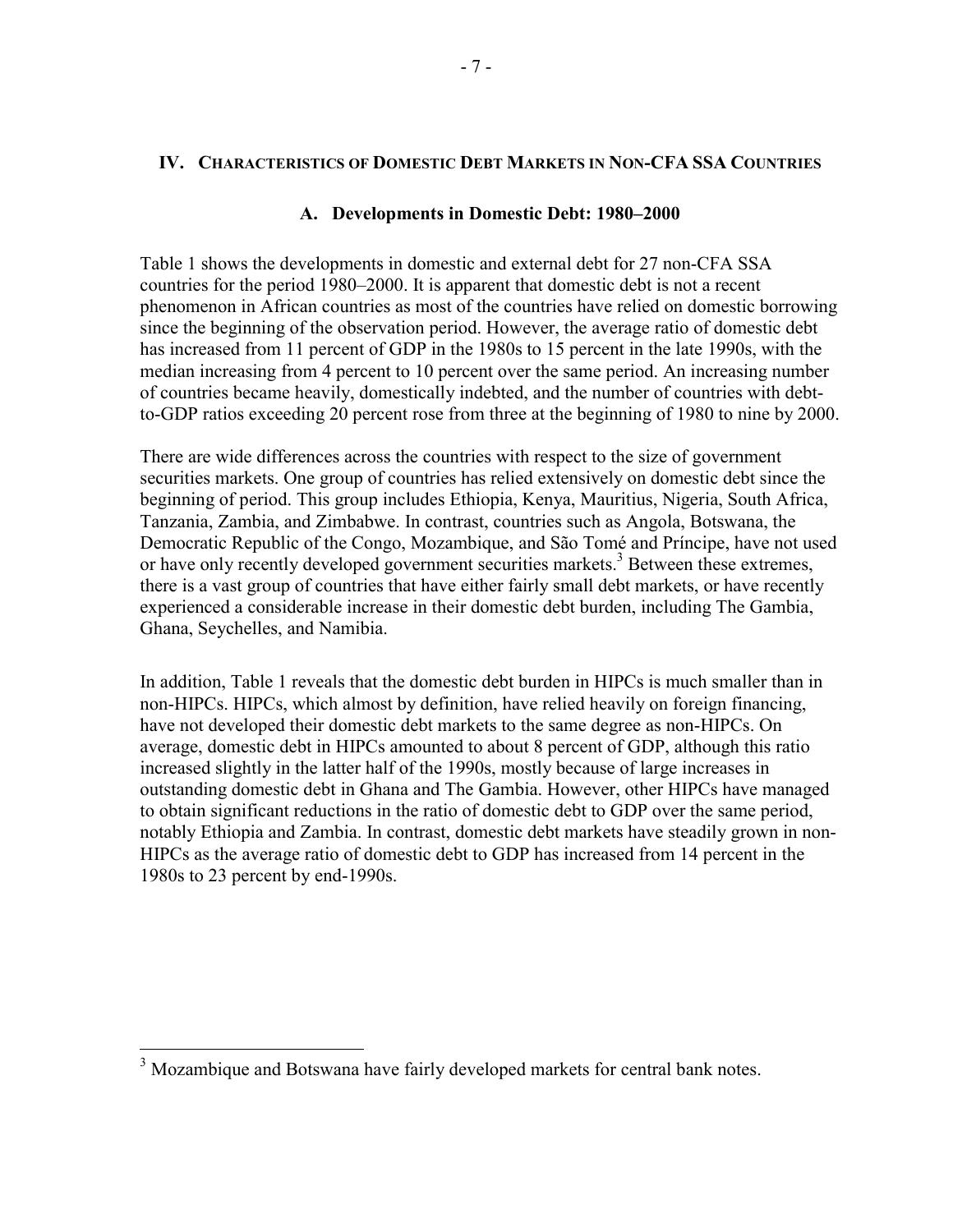## IV. Characteristics of Domestic Debt Markets in Non-CFA SSA Countries

### A. Developments in Domestic Debt: 1980–2000

Table 1 shows the developments in domestic and external debt for 27 non-CFA SSA countries for the period 1980–2000. It is apparent that domestic debt is not a recent phenomenon in African countries as most of the countries have relied on domestic borrowing since the beginning of the observation period. However, the average ratio of domestic debt has increased from 11 percent of GDP in the 1980s to 15 percent in the late 1990s, with the median increasing from 4 percent to 10 percent over the same period. An increasing number of countries became heavily, domestically indebted, and the number of countries with debt-to-GDP ratios exceeding 20 percent rose from three at the beginning of 1980 to nine by 2000.

There are wide differences across the countries with respect to the size of government securities markets. One group of countries has relied extensively on domestic debt since the beginning of period. This group includes Ethiopia, Kenya, Mauritius, Nigeria, South Africa, Tanzania, Zambia, and Zimbabwe. In contrast, countries such as Angola, Botswana, the Democratic Republic of the Congo, Mozambique, and São Tomé and Príncipe, have not used or have only recently developed government securities markets.[3] Between these extremes, there is a vast group of countries that have either fairly small debt markets, or have recently experienced a considerable increase in their domestic debt burden, including The Gambia, Ghana, Seychelles, and Namibia.

In addition, Table 1 reveals that the domestic debt burden in HIPCs is much smaller than in non-HIPCs. HIPCs, which almost by definition, have relied heavily on foreign financing, have not developed their domestic debt markets to the same degree as non-HIPCs. On average, domestic debt in HIPCs amounted to about 8 percent of GDP, although this ratio increased slightly in the latter half of the 1990s, mostly because of large increases in outstanding domestic debt in Ghana and The Gambia. However, other HIPCs have managed to obtain significant reductions in the ratio of domestic debt to GDP over the same period, notably Ethiopia and Zambia. In contrast, domestic debt markets have steadily grown in non-HIPCs as the average ratio of domestic debt to GDP has increased from 14 percent in the 1980s to 23 percent by end-1990s.

[3] Mozambique and Botswana have fairly developed markets for central bank notes.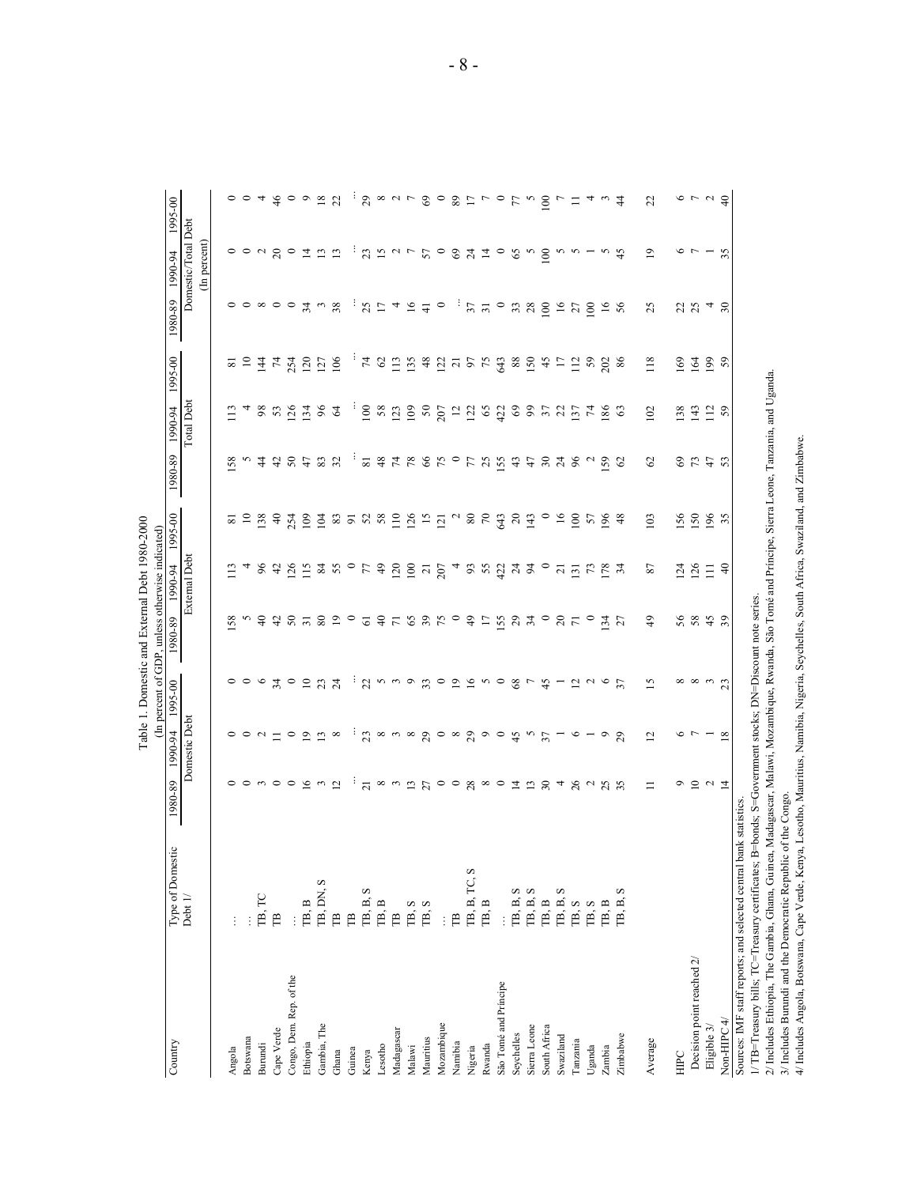Table 1. Domestic and External Debt 1980-2000
(In percent of GDP, unless otherwise indicated)

| Country | Type of Domestic Debt 1/ | Domestic Debt 1980-89 | Domestic Debt 1990-94 | Domestic Debt 1995-00 | External Debt 1980-89 | External Debt 1990-94 | External Debt 1995-00 | Total Debt 1980-89 | Total Debt 1990-94 | Total Debt 1995-00 | Domestic/Total Debt (In percent) 1980-89 | Domestic/Total Debt (In percent) 1990-94 | Domestic/Total Debt (In percent) 1995-00 |
|---|---|---|---|---|---|---|---|---|---|---|---|---|---|
| Angola | … | 0 | 0 | 0 | 158 | 113 | 81 | 158 | 113 | 81 | 0 | 0 | 0 |
| Botswana | … | 0 | 0 | 0 | 5 | 4 | 10 | 5 | 4 | 10 | 0 | 0 | 0 |
| Burundi | TB, TC | 3 | 2 | 6 | 40 | 96 | 138 | 44 | 98 | 144 | 8 | 2 | 4 |
| Cape Verde | TB | 0 | 11 | 34 | 42 | 42 | 40 | 42 | 53 | 74 | 0 | 20 | 46 |
| Congo, Dem. Rep. of the | … | 0 | 0 | 0 | 50 | 126 | 254 | 50 | 126 | 254 | 0 | 0 | 0 |
| Ethiopia | TB, B | 16 | 19 | 10 | 31 | 115 | 109 | 47 | 134 | 120 | 34 | 14 | 9 |
| Gambia, The | TB, DN, S | 3 | 13 | 23 | 80 | 84 | 104 | 83 | 96 | 127 | 3 | 13 | 18 |
| Ghana | TB | 12 | 8 | 24 | 19 | 55 | 83 | 32 | 64 | 106 | 38 | 13 | 22 |
| Guinea | TB | … | … | … | 0 | 0 | 91 | … | … | … | … | … | … |
| Kenya | TB, B, S | 21 | 23 | 22 | 61 | 77 | 52 | 81 | 100 | 74 | 25 | 23 | 29 |
| Lesotho | TB, B | 8 | 8 | 5 | 40 | 49 | 58 | 48 | 58 | 62 | 17 | 15 | 8 |
| Madagascar | TB | 3 | 3 | 3 | 71 | 120 | 110 | 74 | 123 | 113 | 4 | 2 | 2 |
| Malawi | TB, S | 13 | 8 | 9 | 65 | 100 | 126 | 78 | 109 | 135 | 16 | 7 | 7 |
| Mauritius | TB, S | 27 | 29 | 33 | 39 | 21 | 15 | 66 | 50 | 48 | 41 | 57 | 69 |
| Mozambique | … | 0 | 0 | 0 | 75 | 207 | 121 | 75 | 207 | 122 | 0 | 0 | 0 |
| Namibia | TB | 0 | 8 | 19 | 0 | 4 | 2 | 0 | 12 | 21 | … | 69 | 89 |
| Nigeria | TB, B, TC, S | 28 | 29 | 16 | 49 | 93 | 80 | 77 | 122 | 97 | 37 | 24 | 17 |
| Rwanda | TB, B | 8 | 9 | 5 | 17 | 55 | 70 | 25 | 65 | 75 | 31 | 14 | 7 |
| São Tomé and Príncipe | … | 0 | 0 | 0 | 155 | 422 | 643 | 155 | 422 | 643 | 0 | 0 | 0 |
| Seychelles | TB, B, S | 14 | 45 | 68 | 29 | 24 | 20 | 43 | 69 | 88 | 33 | 65 | 77 |
| Sierra Leone | TB, B, S | 13 | 5 | 7 | 34 | 94 | 143 | 47 | 99 | 150 | 28 | 5 | 5 |
| South Africa | TB, B | 30 | 37 | 45 | 0 | 0 | 0 | 30 | 37 | 45 | 100 | 100 | 100 |
| Swaziland | TB, B, S | 4 | 1 | 1 | 20 | 21 | 16 | 24 | 22 | 17 | 16 | 5 | 7 |
| Tanzania | TB, S | 26 | 6 | 12 | 71 | 131 | 100 | 96 | 137 | 112 | 27 | 5 | 11 |
| Uganda | TB, S | 2 | 1 | 2 | 0 | 73 | 57 | 2 | 74 | 59 | 100 | 1 | 4 |
| Zambia | TB, B | 25 | 9 | 6 | 134 | 178 | 196 | 159 | 186 | 202 | 16 | 5 | 3 |
| Zimbabwe | TB, B, S | 35 | 29 | 37 | 27 | 34 | 48 | 62 | 63 | 86 | 56 | 45 | 44 |
| Average | | 11 | 12 | 15 | 49 | 87 | 103 | 62 | 102 | 118 | 25 | 19 | 22 |
| HIPC | | 9 | 6 | 8 | 56 | 124 | 156 | 69 | 138 | 169 | 22 | 6 | 6 |
| Decision point reached 2/ | | 10 | 7 | 8 | 58 | 126 | 150 | 73 | 143 | 164 | 25 | 7 | 7 |
| Eligible 3/ | | 2 | 1 | 3 | 45 | 111 | 196 | 47 | 112 | 199 | 4 | 1 | 2 |
| Non-HIPC 4/ | | 14 | 18 | 23 | 39 | 40 | 35 | 53 | 59 | 59 | 30 | 35 | 40 |

Sources: IMF staff reports; and selected central bank statistics.

1/ TB=Treasury bills; TC=Treasury certificates; B=bonds; S=Government stocks; DN=Discount note series.

2/ Includes Ethiopia, The Gambia, Ghana, Guinea, Madagascar, Malawi, Mozambique, Rwanda, São Tomé and Príncipe, Sierra Leone, Tanzania, and Uganda.

3/ Includes Burundi and the Democratic Republic of the Congo.

4/ Includes Angola, Botswana, Cape Verde, Kenya, Lesotho, Mauritius, Namibia, Nigeria, Seychelles, South Africa, Swaziland, and Zimbabwe.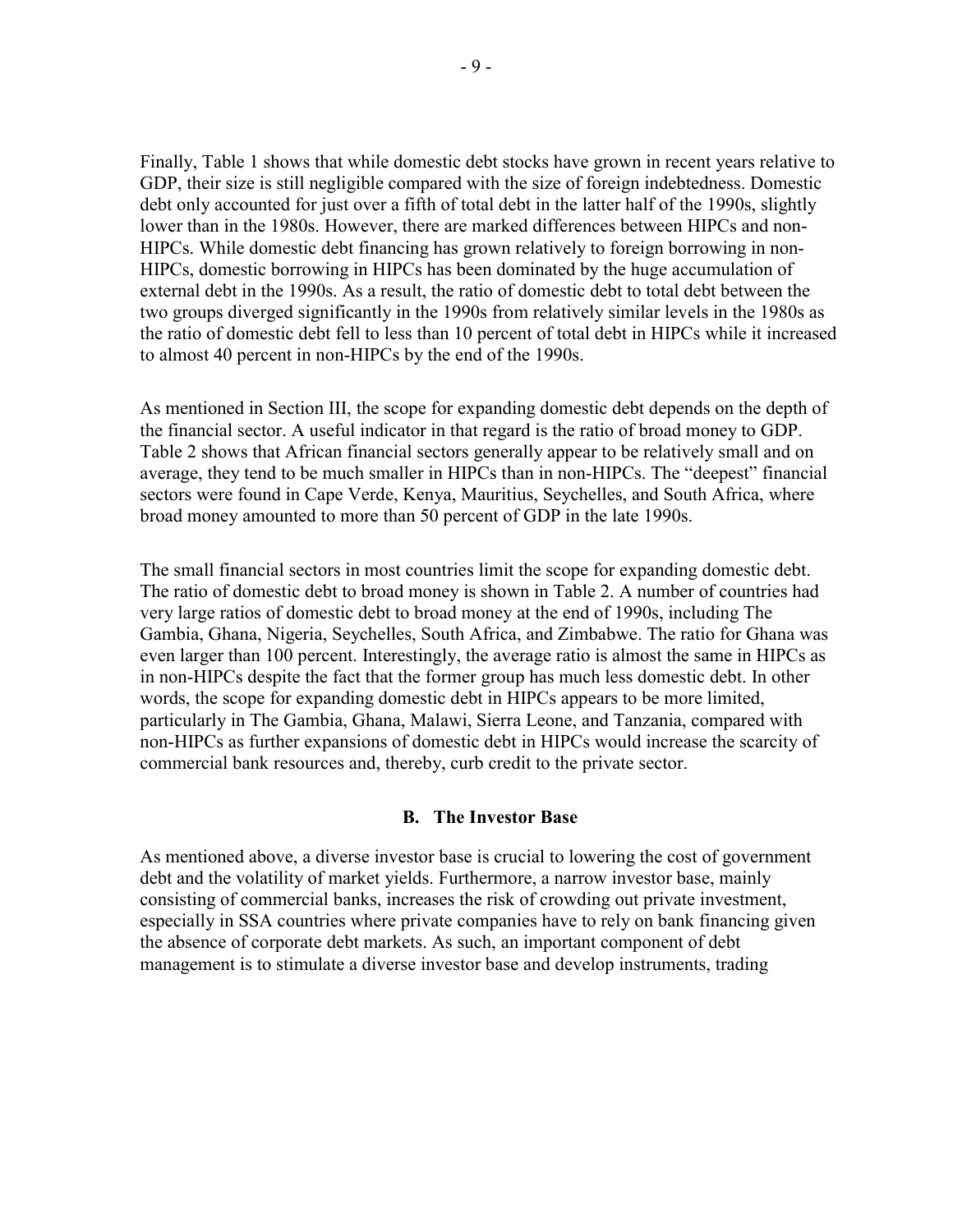Finally, Table 1 shows that while domestic debt stocks have grown in recent years relative to GDP, their size is still negligible compared with the size of foreign indebtedness. Domestic debt only accounted for just over a fifth of total debt in the latter half of the 1990s, slightly lower than in the 1980s. However, there are marked differences between HIPCs and non-HIPCs. While domestic debt financing has grown relatively to foreign borrowing in non-HIPCs, domestic borrowing in HIPCs has been dominated by the huge accumulation of external debt in the 1990s. As a result, the ratio of domestic debt to total debt between the two groups diverged significantly in the 1990s from relatively similar levels in the 1980s as the ratio of domestic debt fell to less than 10 percent of total debt in HIPCs while it increased to almost 40 percent in non-HIPCs by the end of the 1990s.

As mentioned in Section III, the scope for expanding domestic debt depends on the depth of the financial sector. A useful indicator in that regard is the ratio of broad money to GDP. Table 2 shows that African financial sectors generally appear to be relatively small and on average, they tend to be much smaller in HIPCs than in non-HIPCs. The "deepest" financial sectors were found in Cape Verde, Kenya, Mauritius, Seychelles, and South Africa, where broad money amounted to more than 50 percent of GDP in the late 1990s.

The small financial sectors in most countries limit the scope for expanding domestic debt. The ratio of domestic debt to broad money is shown in Table 2. A number of countries had very large ratios of domestic debt to broad money at the end of 1990s, including The Gambia, Ghana, Nigeria, Seychelles, South Africa, and Zimbabwe. The ratio for Ghana was even larger than 100 percent. Interestingly, the average ratio is almost the same in HIPCs as in non-HIPCs despite the fact that the former group has much less domestic debt. In other words, the scope for expanding domestic debt in HIPCs appears to be more limited, particularly in The Gambia, Ghana, Malawi, Sierra Leone, and Tanzania, compared with non-HIPCs as further expansions of domestic debt in HIPCs would increase the scarcity of commercial bank resources and, thereby, curb credit to the private sector.

## B. The Investor Base

As mentioned above, a diverse investor base is crucial to lowering the cost of government debt and the volatility of market yields. Furthermore, a narrow investor base, mainly consisting of commercial banks, increases the risk of crowding out private investment, especially in SSA countries where private companies have to rely on bank financing given the absence of corporate debt markets. As such, an important component of debt management is to stimulate a diverse investor base and develop instruments, trading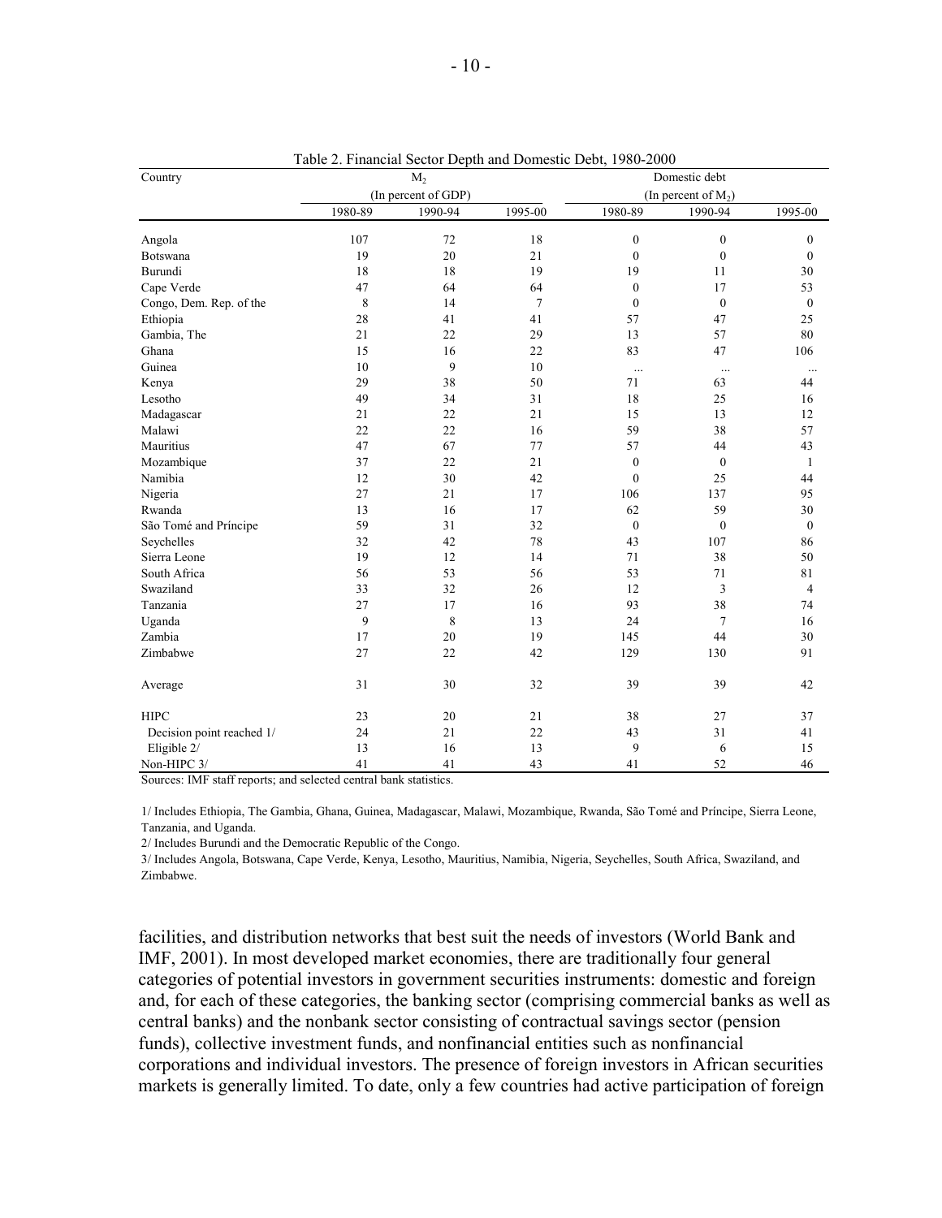Table 2. Financial Sector Depth and Domestic Debt, 1980-2000

| Country | $M_2$ (In percent of GDP) | | | Domestic debt (In percent of $M_2$) | | |
|---|---|---|---|---|---|---|
| | 1980-89 | 1990-94 | 1995-00 | 1980-89 | 1990-94 | 1995-00 |
| Angola | 107 | 72 | 18 | 0 | 0 | 0 |
| Botswana | 19 | 20 | 21 | 0 | 0 | 0 |
| Burundi | 18 | 18 | 19 | 19 | 11 | 30 |
| Cape Verde | 47 | 64 | 64 | 0 | 17 | 53 |
| Congo, Dem. Rep. of the | 8 | 14 | 7 | 0 | 0 | 0 |
| Ethiopia | 28 | 41 | 41 | 57 | 47 | 25 |
| Gambia, The | 21 | 22 | 29 | 13 | 57 | 80 |
| Ghana | 15 | 16 | 22 | 83 | 47 | 106 |
| Guinea | 10 | 9 | 10 | ... | ... | ... |
| Kenya | 29 | 38 | 50 | 71 | 63 | 44 |
| Lesotho | 49 | 34 | 31 | 18 | 25 | 16 |
| Madagascar | 21 | 22 | 21 | 15 | 13 | 12 |
| Malawi | 22 | 22 | 16 | 59 | 38 | 57 |
| Mauritius | 47 | 67 | 77 | 57 | 44 | 43 |
| Mozambique | 37 | 22 | 21 | 0 | 0 | 1 |
| Namibia | 12 | 30 | 42 | 0 | 25 | 44 |
| Nigeria | 27 | 21 | 17 | 106 | 137 | 95 |
| Rwanda | 13 | 16 | 17 | 62 | 59 | 30 |
| São Tomé and Príncipe | 59 | 31 | 32 | 0 | 0 | 0 |
| Seychelles | 32 | 42 | 78 | 43 | 107 | 86 |
| Sierra Leone | 19 | 12 | 14 | 71 | 38 | 50 |
| South Africa | 56 | 53 | 56 | 53 | 71 | 81 |
| Swaziland | 33 | 32 | 26 | 12 | 3 | 4 |
| Tanzania | 27 | 17 | 16 | 93 | 38 | 74 |
| Uganda | 9 | 8 | 13 | 24 | 7 | 16 |
| Zambia | 17 | 20 | 19 | 145 | 44 | 30 |
| Zimbabwe | 27 | 22 | 42 | 129 | 130 | 91 |
| Average | 31 | 30 | 32 | 39 | 39 | 42 |
| HIPC | 23 | 20 | 21 | 38 | 27 | 37 |
| Decision point reached 1/ | 24 | 21 | 22 | 43 | 31 | 41 |
| Eligible 2/ | 13 | 16 | 13 | 9 | 6 | 15 |
| Non-HIPC 3/ | 41 | 41 | 43 | 41 | 52 | 46 |

Sources: IMF staff reports; and selected central bank statistics.

1/ Includes Ethiopia, The Gambia, Ghana, Guinea, Madagascar, Malawi, Mozambique, Rwanda, São Tomé and Príncipe, Sierra Leone, Tanzania, and Uganda.

2/ Includes Burundi and the Democratic Republic of the Congo.

3/ Includes Angola, Botswana, Cape Verde, Kenya, Lesotho, Mauritius, Namibia, Nigeria, Seychelles, South Africa, Swaziland, and Zimbabwe.

facilities, and distribution networks that best suit the needs of investors (World Bank and IMF, 2001). In most developed market economies, there are traditionally four general categories of potential investors in government securities instruments: domestic and foreign and, for each of these categories, the banking sector (comprising commercial banks as well as central banks) and the nonbank sector consisting of contractual savings sector (pension funds), collective investment funds, and nonfinancial entities such as nonfinancial corporations and individual investors. The presence of foreign investors in African securities markets is generally limited. To date, only a few countries had active participation of foreign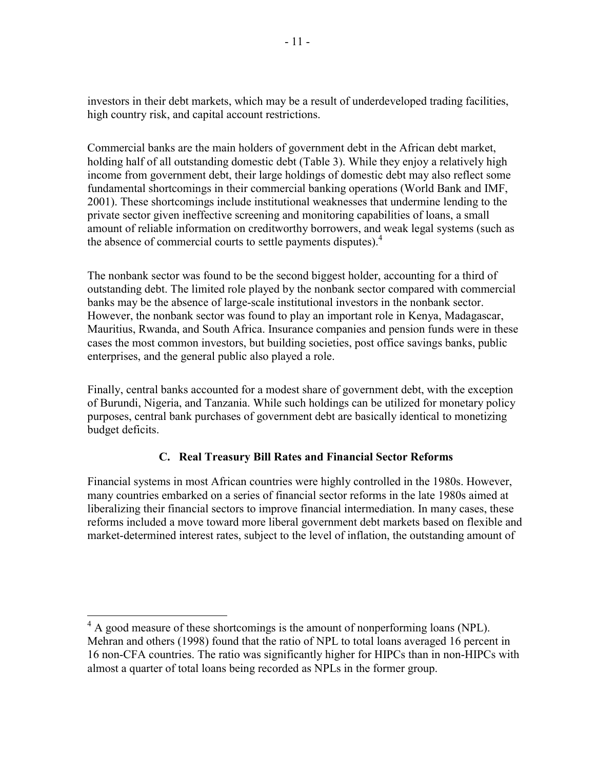investors in their debt markets, which may be a result of underdeveloped trading facilities, high country risk, and capital account restrictions.

Commercial banks are the main holders of government debt in the African debt market, holding half of all outstanding domestic debt (Table 3). While they enjoy a relatively high income from government debt, their large holdings of domestic debt may also reflect some fundamental shortcomings in their commercial banking operations (World Bank and IMF, 2001). These shortcomings include institutional weaknesses that undermine lending to the private sector given ineffective screening and monitoring capabilities of loans, a small amount of reliable information on creditworthy borrowers, and weak legal systems (such as the absence of commercial courts to settle payments disputes).[4]

The nonbank sector was found to be the second biggest holder, accounting for a third of outstanding debt. The limited role played by the nonbank sector compared with commercial banks may be the absence of large-scale institutional investors in the nonbank sector. However, the nonbank sector was found to play an important role in Kenya, Madagascar, Mauritius, Rwanda, and South Africa. Insurance companies and pension funds were in these cases the most common investors, but building societies, post office savings banks, public enterprises, and the general public also played a role.

Finally, central banks accounted for a modest share of government debt, with the exception of Burundi, Nigeria, and Tanzania. While such holdings can be utilized for monetary policy purposes, central bank purchases of government debt are basically identical to monetizing budget deficits.

### C. Real Treasury Bill Rates and Financial Sector Reforms

Financial systems in most African countries were highly controlled in the 1980s. However, many countries embarked on a series of financial sector reforms in the late 1980s aimed at liberalizing their financial sectors to improve financial intermediation. In many cases, these reforms included a move toward more liberal government debt markets based on flexible and market-determined interest rates, subject to the level of inflation, the outstanding amount of

---

[4] A good measure of these shortcomings is the amount of nonperforming loans (NPL). Mehran and others (1998) found that the ratio of NPL to total loans averaged 16 percent in 16 non-CFA countries. The ratio was significantly higher for HIPCs than in non-HIPCs with almost a quarter of total loans being recorded as NPLs in the former group.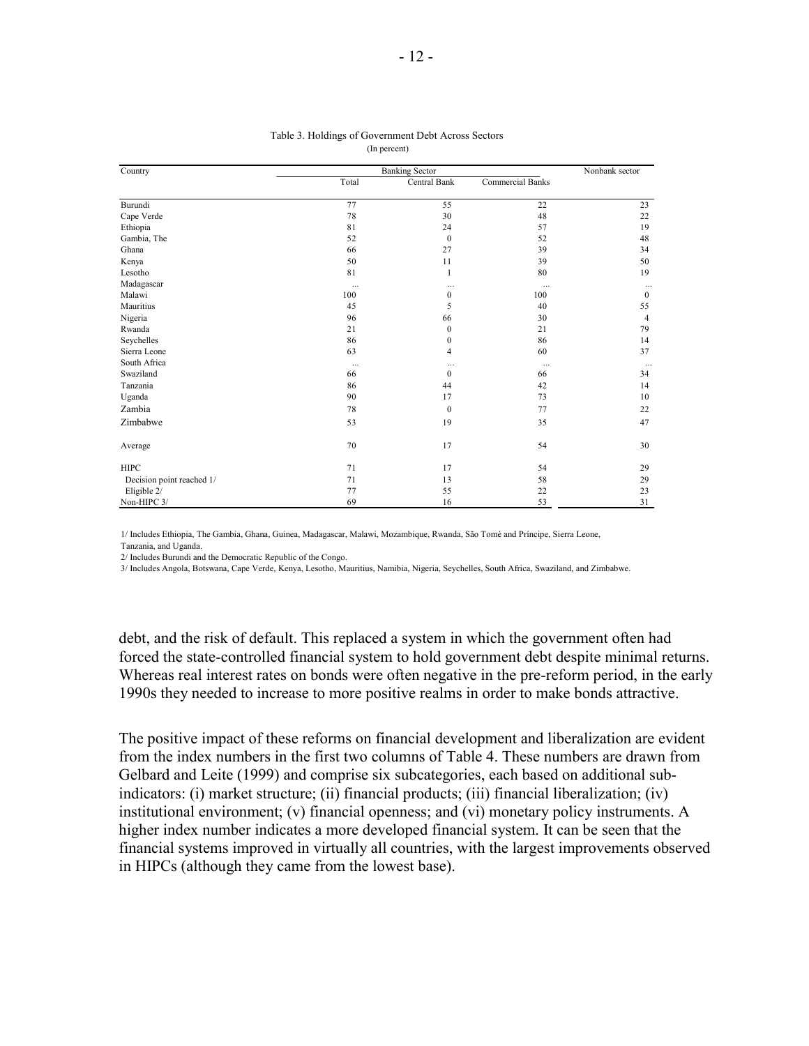Table 3. Holdings of Government Debt Across Sectors
(In percent)

| Country | Banking Sector | | | Nonbank sector |
|---|---|---|---|---|
| | Total | Central Bank | Commercial Banks | |
| Burundi | 77 | 55 | 22 | 23 |
| Cape Verde | 78 | 30 | 48 | 22 |
| Ethiopia | 81 | 24 | 57 | 19 |
| Gambia, The | 52 | 0 | 52 | 48 |
| Ghana | 66 | 27 | 39 | 34 |
| Kenya | 50 | 11 | 39 | 50 |
| Lesotho | 81 | 1 | 80 | 19 |
| Madagascar | ... | ... | ... | ... |
| Malawi | 100 | 0 | 100 | 0 |
| Mauritius | 45 | 5 | 40 | 55 |
| Nigeria | 96 | 66 | 30 | 4 |
| Rwanda | 21 | 0 | 21 | 79 |
| Seychelles | 86 | 0 | 86 | 14 |
| Sierra Leone | 63 | 4 | 60 | 37 |
| South Africa | ... | ... | ... | ... |
| Swaziland | 66 | 0 | 66 | 34 |
| Tanzania | 86 | 44 | 42 | 14 |
| Uganda | 90 | 17 | 73 | 10 |
| Zambia | 78 | 0 | 77 | 22 |
| Zimbabwe | 53 | 19 | 35 | 47 |
| Average | 70 | 17 | 54 | 30 |
| HIPC | 71 | 17 | 54 | 29 |
| Decision point reached 1/ | 71 | 13 | 58 | 29 |
| Eligible 2/ | 77 | 55 | 22 | 23 |
| Non-HIPC 3/ | 69 | 16 | 53 | 31 |

1/ Includes Ethiopia, The Gambia, Ghana, Guinea, Madagascar, Malawi, Mozambique, Rwanda, São Tomé and Príncipe, Sierra Leone, Tanzania, and Uganda.

2/ Includes Burundi and the Democratic Republic of the Congo.

3/ Includes Angola, Botswana, Cape Verde, Kenya, Lesotho, Mauritius, Namibia, Nigeria, Seychelles, South Africa, Swaziland, and Zimbabwe.

debt, and the risk of default. This replaced a system in which the government often had forced the state-controlled financial system to hold government debt despite minimal returns. Whereas real interest rates on bonds were often negative in the pre-reform period, in the early 1990s they needed to increase to more positive realms in order to make bonds attractive.

The positive impact of these reforms on financial development and liberalization are evident from the index numbers in the first two columns of Table 4. These numbers are drawn from Gelbard and Leite (1999) and comprise six subcategories, each based on additional sub-indicators: (i) market structure; (ii) financial products; (iii) financial liberalization; (iv) institutional environment; (v) financial openness; and (vi) monetary policy instruments. A higher index number indicates a more developed financial system. It can be seen that the financial systems improved in virtually all countries, with the largest improvements observed in HIPCs (although they came from the lowest base).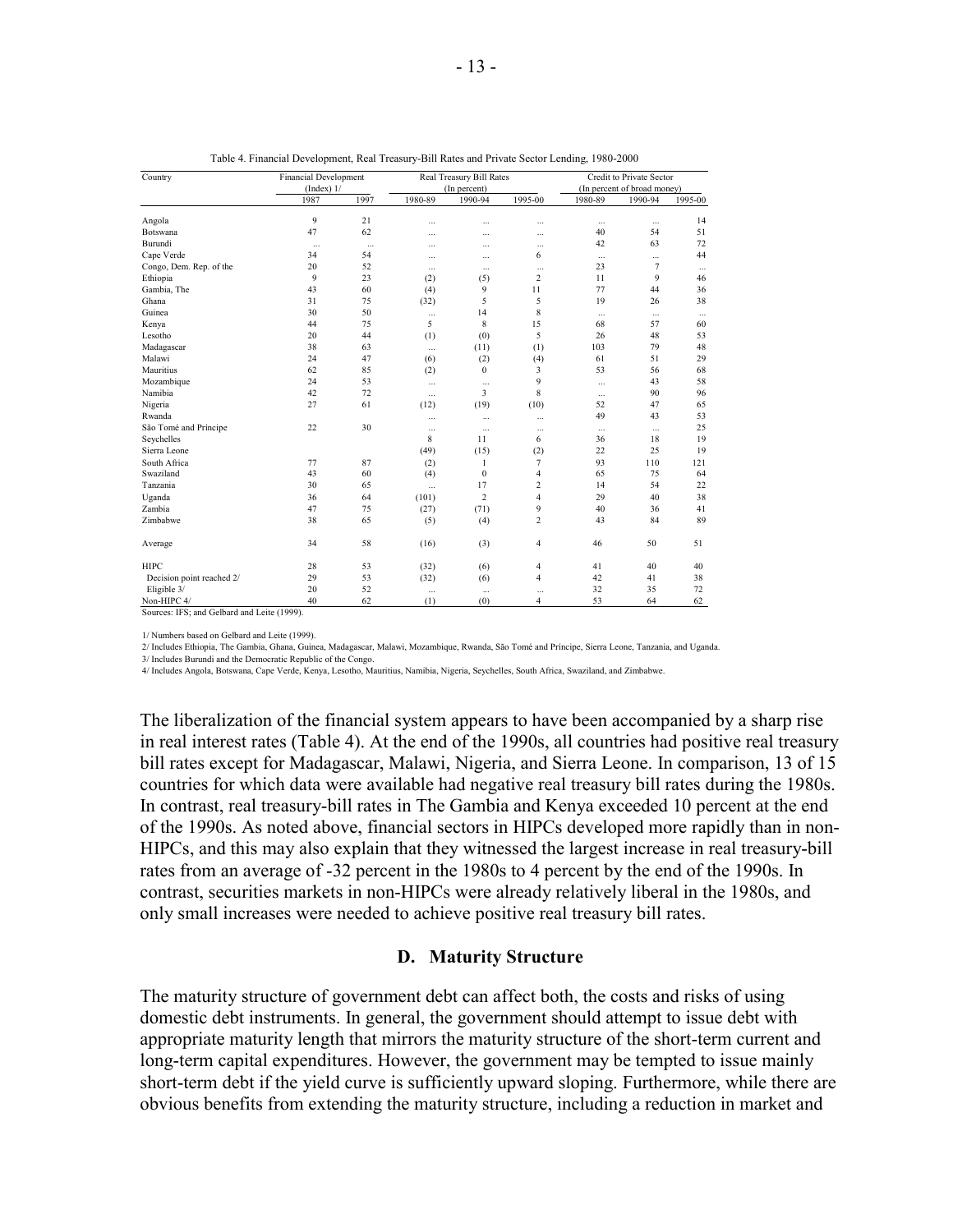Table 4. Financial Development, Real Treasury-Bill Rates and Private Sector Lending, 1980-2000

| Country | Financial Development (Index) 1/ | | Real Treasury Bill Rates (In percent) | | | Credit to Private Sector (In percent of broad money) | | |
|---|---|---|---|---|---|---|---|---|
| | 1987 | 1997 | 1980-89 | 1990-94 | 1995-00 | 1980-89 | 1990-94 | 1995-00 |
| Angola | 9 | 21 | ... | ... | ... | ... | ... | 14 |
| Botswana | 47 | 62 | ... | ... | ... | 40 | 54 | 51 |
| Burundi | ... | ... | ... | ... | ... | 42 | 63 | 72 |
| Cape Verde | 34 | 54 | ... | ... | 6 | ... | ... | 44 |
| Congo, Dem. Rep. of the | 20 | 52 | ... | ... | ... | 23 | 7 | ... |
| Ethiopia | 9 | 23 | (2) | (5) | 2 | 11 | 9 | 46 |
| Gambia, The | 43 | 60 | (4) | 9 | 11 | 77 | 44 | 36 |
| Ghana | 31 | 75 | (32) | 5 | 5 | 19 | 26 | 38 |
| Guinea | 30 | 50 | ... | 14 | 8 | ... | ... | ... |
| Kenya | 44 | 75 | 5 | 8 | 15 | 68 | 57 | 60 |
| Lesotho | 20 | 44 | (1) | (0) | 5 | 26 | 48 | 53 |
| Madagascar | 38 | 63 | ... | (11) | (1) | 103 | 79 | 48 |
| Malawi | 24 | 47 | (6) | (2) | (4) | 61 | 51 | 29 |
| Mauritius | 62 | 85 | (2) | 0 | 3 | 53 | 56 | 68 |
| Mozambique | 24 | 53 | ... | ... | 9 | ... | 43 | 58 |
| Namibia | 42 | 72 | ... | 3 | 8 | ... | 90 | 96 |
| Nigeria | 27 | 61 | (12) | (19) | (10) | 52 | 47 | 65 |
| Rwanda | | | ... | ... | ... | 49 | 43 | 53 |
| São Tomé and Príncipe | 22 | 30 | ... | ... | ... | ... | ... | 25 |
| Seychelles | | | 8 | 11 | 6 | 36 | 18 | 19 |
| Sierra Leone | | | (49) | (15) | (2) | 22 | 25 | 19 |
| South Africa | 77 | 87 | (2) | 1 | 7 | 93 | 110 | 121 |
| Swaziland | 43 | 60 | (4) | 0 | 4 | 65 | 75 | 64 |
| Tanzania | 30 | 65 | ... | 17 | 2 | 14 | 54 | 22 |
| Uganda | 36 | 64 | (101) | 2 | 4 | 29 | 40 | 38 |
| Zambia | 47 | 75 | (27) | (71) | 9 | 40 | 36 | 41 |
| Zimbabwe | 38 | 65 | (5) | (4) | 2 | 43 | 84 | 89 |
| Average | 34 | 58 | (16) | (3) | 4 | 46 | 50 | 51 |
| HIPC | 28 | 53 | (32) | (6) | 4 | 41 | 40 | 40 |
| Decision point reached 2/ | 29 | 53 | (32) | (6) | 4 | 42 | 41 | 38 |
| Eligible 3/ | 20 | 52 | ... | ... | ... | 32 | 35 | 72 |
| Non-HIPC 4/ | 40 | 62 | (1) | (0) | 4 | 53 | 64 | 62 |

Sources: IFS; and Gelbard and Leite (1999).

1/ Numbers based on Gelbard and Leite (1999).

2/ Includes Ethiopia, The Gambia, Ghana, Guinea, Madagascar, Malawi, Mozambique, Rwanda, São Tomé and Príncipe, Sierra Leone, Tanzania, and Uganda.

3/ Includes Burundi and the Democratic Republic of the Congo.

4/ Includes Angola, Botswana, Cape Verde, Kenya, Lesotho, Mauritius, Namibia, Nigeria, Seychelles, South Africa, Swaziland, and Zimbabwe.

The liberalization of the financial system appears to have been accompanied by a sharp rise in real interest rates (Table 4). At the end of the 1990s, all countries had positive real treasury bill rates except for Madagascar, Malawi, Nigeria, and Sierra Leone. In comparison, 13 of 15 countries for which data were available had negative real treasury bill rates during the 1980s. In contrast, real treasury-bill rates in The Gambia and Kenya exceeded 10 percent at the end of the 1990s. As noted above, financial sectors in HIPCs developed more rapidly than in non-HIPCs, and this may also explain that they witnessed the largest increase in real treasury-bill rates from an average of -32 percent in the 1980s to 4 percent by the end of the 1990s. In contrast, securities markets in non-HIPCs were already relatively liberal in the 1980s, and only small increases were needed to achieve positive real treasury bill rates.

## D. Maturity Structure

The maturity structure of government debt can affect both, the costs and risks of using domestic debt instruments. In general, the government should attempt to issue debt with appropriate maturity length that mirrors the maturity structure of the short-term current and long-term capital expenditures. However, the government may be tempted to issue mainly short-term debt if the yield curve is sufficiently upward sloping. Furthermore, while there are obvious benefits from extending the maturity structure, including a reduction in market and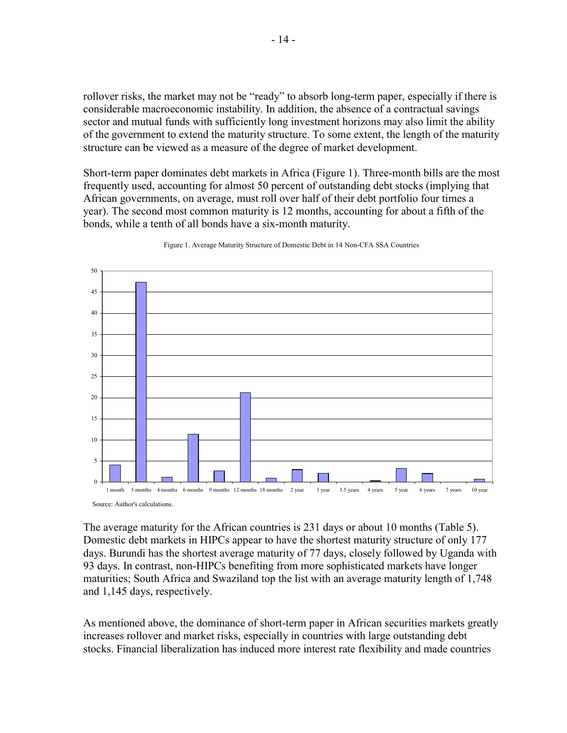rollover risks, the market may not be "ready" to absorb long-term paper, especially if there is considerable macroeconomic instability. In addition, the absence of a contractual savings sector and mutual funds with sufficiently long investment horizons may also limit the ability of the government to extend the maturity structure. To some extent, the length of the maturity structure can be viewed as a measure of the degree of market development.

Short-term paper dominates debt markets in Africa (Figure 1). Three-month bills are the most frequently used, accounting for almost 50 percent of outstanding debt stocks (implying that African governments, on average, must roll over half of their debt portfolio four times a year). The second most common maturity is 12 months, accounting for about a fifth of the bonds, while a tenth of all bonds have a six-month maturity.

Figure 1. Average Maturity Structure of Domestic Debt in 14 Non-CFA SSA Countries

Source: Author's calculations.

The average maturity for the African countries is 231 days or about 10 months (Table 5). Domestic debt markets in HIPCs appear to have the shortest maturity structure of only 177 days. Burundi has the shortest average maturity of 77 days, closely followed by Uganda with 93 days. In contrast, non-HIPCs benefiting from more sophisticated markets have longer maturities; South Africa and Swaziland top the list with an average maturity length of 1,748 and 1,145 days, respectively.

As mentioned above, the dominance of short-term paper in African securities markets greatly increases rollover and market risks, especially in countries with large outstanding debt stocks. Financial liberalization has induced more interest rate flexibility and made countries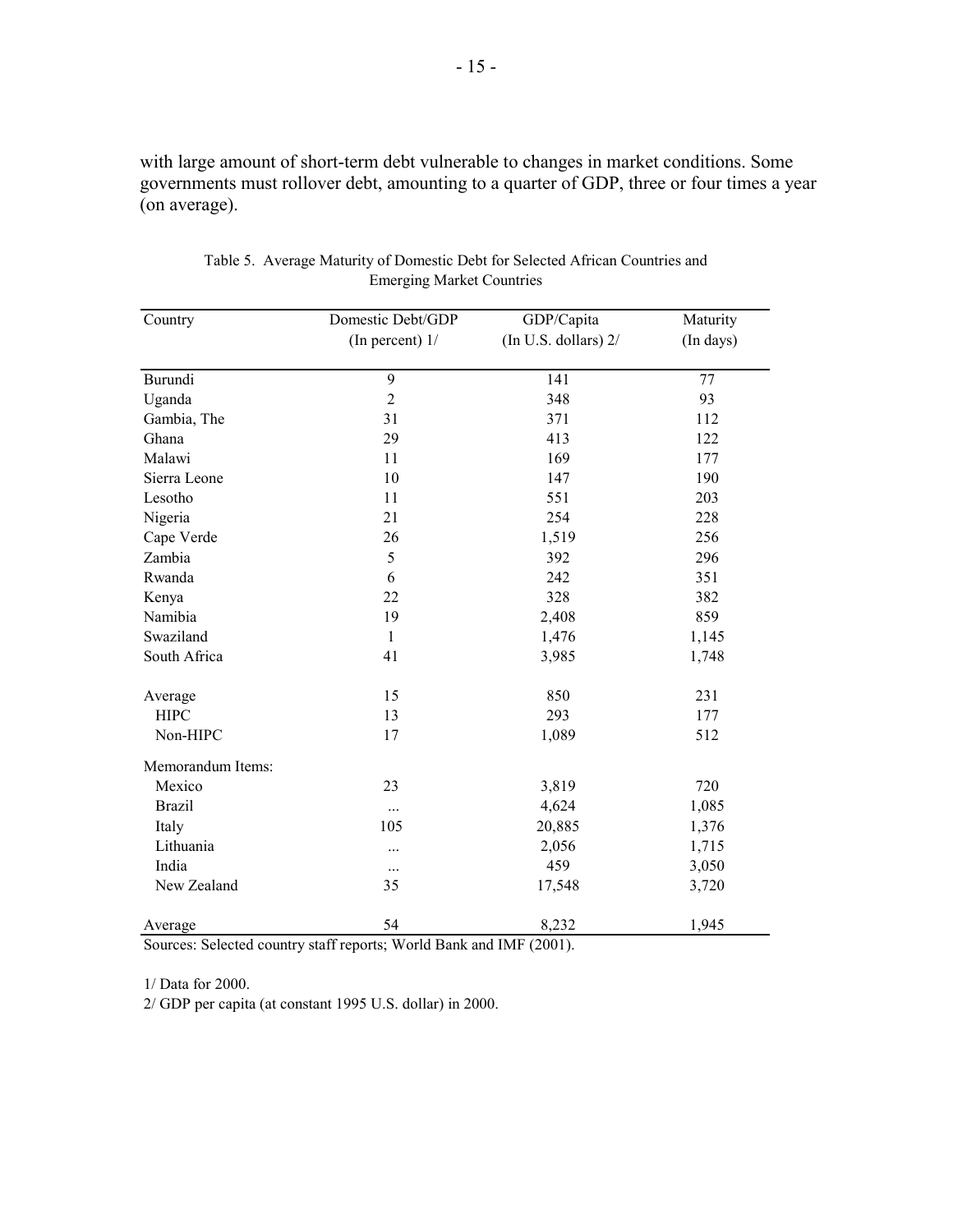with large amount of short-term debt vulnerable to changes in market conditions. Some governments must rollover debt, amounting to a quarter of GDP, three or four times a year (on average).

Table 5. Average Maturity of Domestic Debt for Selected African Countries and Emerging Market Countries

| Country | Domestic Debt/GDP (In percent) 1/ | GDP/Capita (In U.S. dollars) 2/ | Maturity (In days) |
|---|---|---|---|
| Burundi | 9 | 141 | 77 |
| Uganda | 2 | 348 | 93 |
| Gambia, The | 31 | 371 | 112 |
| Ghana | 29 | 413 | 122 |
| Malawi | 11 | 169 | 177 |
| Sierra Leone | 10 | 147 | 190 |
| Lesotho | 11 | 551 | 203 |
| Nigeria | 21 | 254 | 228 |
| Cape Verde | 26 | 1,519 | 256 |
| Zambia | 5 | 392 | 296 |
| Rwanda | 6 | 242 | 351 |
| Kenya | 22 | 328 | 382 |
| Namibia | 19 | 2,408 | 859 |
| Swaziland | 1 | 1,476 | 1,145 |
| South Africa | 41 | 3,985 | 1,748 |
| Average | 15 | 850 | 231 |
| HIPC | 13 | 293 | 177 |
| Non-HIPC | 17 | 1,089 | 512 |
| Memorandum Items: | | | |
| Mexico | 23 | 3,819 | 720 |
| Brazil | ... | 4,624 | 1,085 |
| Italy | 105 | 20,885 | 1,376 |
| Lithuania | ... | 2,056 | 1,715 |
| India | ... | 459 | 3,050 |
| New Zealand | 35 | 17,548 | 3,720 |
| Average | 54 | 8,232 | 1,945 |

Sources: Selected country staff reports; World Bank and IMF (2001).

1/ Data for 2000.

2/ GDP per capita (at constant 1995 U.S. dollar) in 2000.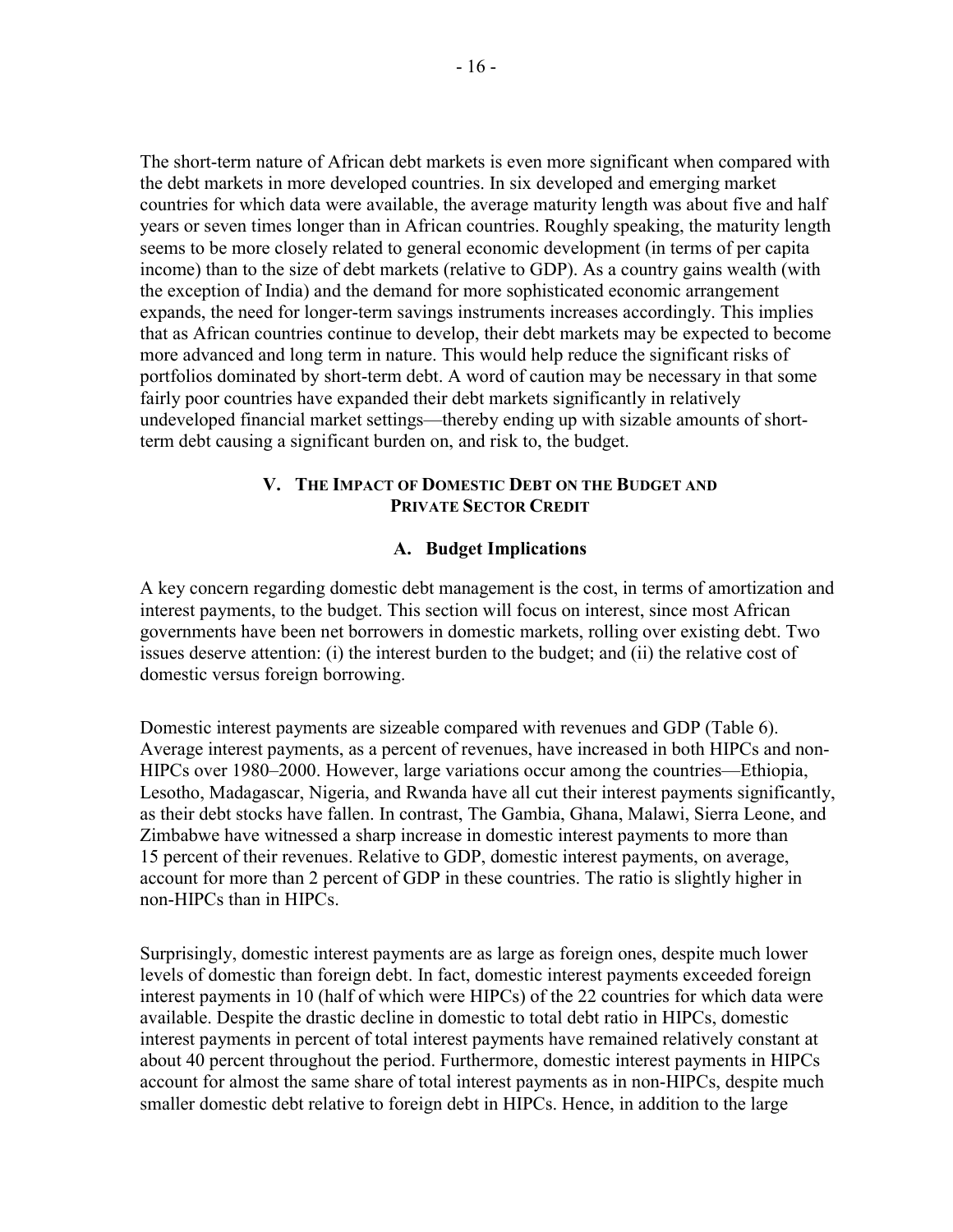The short-term nature of African debt markets is even more significant when compared with the debt markets in more developed countries. In six developed and emerging market countries for which data were available, the average maturity length was about five and half years or seven times longer than in African countries. Roughly speaking, the maturity length seems to be more closely related to general economic development (in terms of per capita income) than to the size of debt markets (relative to GDP). As a country gains wealth (with the exception of India) and the demand for more sophisticated economic arrangement expands, the need for longer-term savings instruments increases accordingly. This implies that as African countries continue to develop, their debt markets may be expected to become more advanced and long term in nature. This would help reduce the significant risks of portfolios dominated by short-term debt. A word of caution may be necessary in that some fairly poor countries have expanded their debt markets significantly in relatively undeveloped financial market settings—thereby ending up with sizable amounts of short-term debt causing a significant burden on, and risk to, the budget.

## V. The Impact of Domestic Debt on the Budget and Private Sector Credit

### A. Budget Implications

A key concern regarding domestic debt management is the cost, in terms of amortization and interest payments, to the budget. This section will focus on interest, since most African governments have been net borrowers in domestic markets, rolling over existing debt. Two issues deserve attention: (i) the interest burden to the budget; and (ii) the relative cost of domestic versus foreign borrowing.

Domestic interest payments are sizeable compared with revenues and GDP (Table 6). Average interest payments, as a percent of revenues, have increased in both HIPCs and non-HIPCs over 1980–2000. However, large variations occur among the countries—Ethiopia, Lesotho, Madagascar, Nigeria, and Rwanda have all cut their interest payments significantly, as their debt stocks have fallen. In contrast, The Gambia, Ghana, Malawi, Sierra Leone, and Zimbabwe have witnessed a sharp increase in domestic interest payments to more than 15 percent of their revenues. Relative to GDP, domestic interest payments, on average, account for more than 2 percent of GDP in these countries. The ratio is slightly higher in non-HIPCs than in HIPCs.

Surprisingly, domestic interest payments are as large as foreign ones, despite much lower levels of domestic than foreign debt. In fact, domestic interest payments exceeded foreign interest payments in 10 (half of which were HIPCs) of the 22 countries for which data were available. Despite the drastic decline in domestic to total debt ratio in HIPCs, domestic interest payments in percent of total interest payments have remained relatively constant at about 40 percent throughout the period. Furthermore, domestic interest payments in HIPCs account for almost the same share of total interest payments as in non-HIPCs, despite much smaller domestic debt relative to foreign debt in HIPCs. Hence, in addition to the large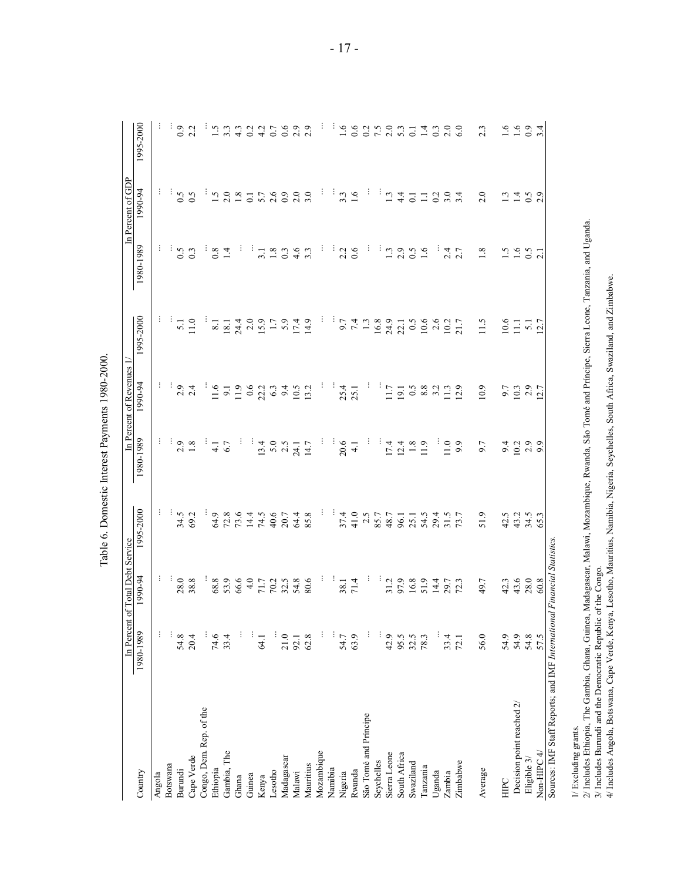Table 6. Domestic Interest Payments 1980-2000.

| Country | In Percent of Total Debt Service | | | In Percent of Revenues 1/ | | | In Percent of GDP | | |
|---|---|---|---|---|---|---|---|---|---|
| | 1980-1989 | 1990-94 | 1995-2000 | 1980-1989 | 1990-94 | 1995-2000 | 1980-1989 | 1990-94 | 1995-2000 |
| Angola | ... | ... | ... | ... | ... | ... | ... | ... | ... |
| Botswana | ... | ... | ... | ... | ... | ... | ... | ... | ... |
| Burundi | 54.8 | 28.0 | 34.5 | 2.9 | 2.9 | 5.1 | 0.5 | 0.5 | 0.9 |
| Cape Verde | 20.4 | 38.8 | 69.2 | 1.8 | 2.4 | 11.0 | 0.3 | 0.5 | 2.2 |
| Congo, Dem. Rep. of the | ... | ... | ... | ... | ... | ... | ... | ... | ... |
| Ethiopia | 74.6 | 68.8 | 64.9 | 4.1 | 11.6 | 8.1 | 0.8 | 1.5 | 1.5 |
| Gambia, The | 33.4 | 53.9 | 72.8 | 6.7 | 9.1 | 18.1 | 1.4 | 2.0 | 3.3 |
| Ghana | ... | 66.6 | 73.6 | ... | 11.9 | 24.4 | ... | 1.8 | 4.3 |
| Guinea | ... | 4.0 | 14.4 | ... | 0.6 | 2.0 | ... | 0.1 | 0.2 |
| Kenya | 64.1 | 71.7 | 74.5 | 13.4 | 22.2 | 15.9 | 3.1 | 5.7 | 4.2 |
| Lesotho | ... | 70.2 | 40.6 | 5.0 | 6.3 | 1.7 | 1.8 | 2.6 | 0.7 |
| Madagascar | 21.0 | 32.5 | 20.7 | 2.5 | 9.4 | 5.9 | 0.3 | 0.9 | 0.6 |
| Malawi | 92.1 | 54.8 | 64.4 | 24.1 | 10.5 | 17.4 | 4.6 | 2.0 | 2.9 |
| Mauritius | 62.8 | 80.6 | 85.8 | 14.7 | 13.2 | 14.9 | 3.3 | 3.0 | 2.9 |
| Mozambique | ... | ... | ... | ... | ... | ... | ... | ... | ... |
| Namibia | ... | ... | ... | ... | ... | ... | ... | ... | ... |
| Nigeria | 54.7 | 38.1 | 37.4 | 20.6 | 25.4 | 9.7 | 2.2 | 3.3 | 1.6 |
| Rwanda | 63.9 | 71.4 | 41.0 | 4.1 | 25.1 | 7.4 | 0.6 | 1.6 | 0.6 |
| São Tomé and Príncipe | ... | ... | 2.5 | ... | ... | 1.3 | ... | ... | 0.2 |
| Seychelles | ... | ... | 85.7 | ... | ... | 16.8 | ... | ... | 7.5 |
| Sierra Leone | 42.9 | 31.2 | 48.7 | 17.4 | 11.7 | 24.9 | 1.3 | 1.3 | 2.0 |
| South Africa | 95.5 | 97.9 | 96.1 | 12.4 | 19.1 | 22.1 | 2.9 | 4.4 | 5.3 |
| Swaziland | 32.5 | 16.8 | 25.1 | 1.8 | 0.5 | 0.5 | 0.5 | 0.1 | 0.1 |
| Tanzania | 78.3 | 51.9 | 54.5 | 11.9 | 8.8 | 10.6 | 1.6 | 1.1 | 1.4 |
| Uganda | ... | 14.4 | 29.4 | ... | 3.2 | 2.6 | ... | 0.2 | 0.3 |
| Zambia | 33.4 | 29.7 | 31.5 | 11.0 | 11.3 | 10.2 | 2.4 | 3.0 | 2.0 |
| Zimbabwe | 72.1 | 72.3 | 73.7 | 9.9 | 12.9 | 21.7 | 2.7 | 3.4 | 6.0 |
| Average | 56.0 | 49.7 | 51.9 | 9.7 | 10.9 | 11.5 | 1.8 | 2.0 | 2.3 |
| HIPC | 54.9 | 42.3 | 42.5 | 9.4 | 9.7 | 10.6 | 1.5 | 1.3 | 1.6 |
| Decision point reached 2/ | 54.9 | 43.6 | 43.2 | 10.2 | 10.3 | 11.1 | 1.6 | 1.4 | 1.6 |
| Eligible 3/ | 54.8 | 28.0 | 34.5 | 2.9 | 2.9 | 5.1 | 0.5 | 0.5 | 0.9 |
| Non-HIPC 4/ | 57.5 | 60.8 | 65.3 | 9.9 | 12.7 | 12.7 | 2.1 | 2.9 | 3.4 |

Sources: IMF Staff Reports; and IMF *International Financial Statistics*.

1/ Excluding grants.
2/ Includes Ethiopia, The Gambia, Ghana, Guinea, Madagascar, Malawi, Mozambique, Rwanda, São Tomé and Príncipe, Sierra Leone, Tanzania, and Uganda.
3/ Includes Burundi and the Democratic Republic of the Congo.
4/ Includes Angola, Botswana, Cape Verde, Kenya, Lesotho, Mauritius, Namibia, Nigeria, Seychelles, South Africa, Swaziland, and Zimbabwe.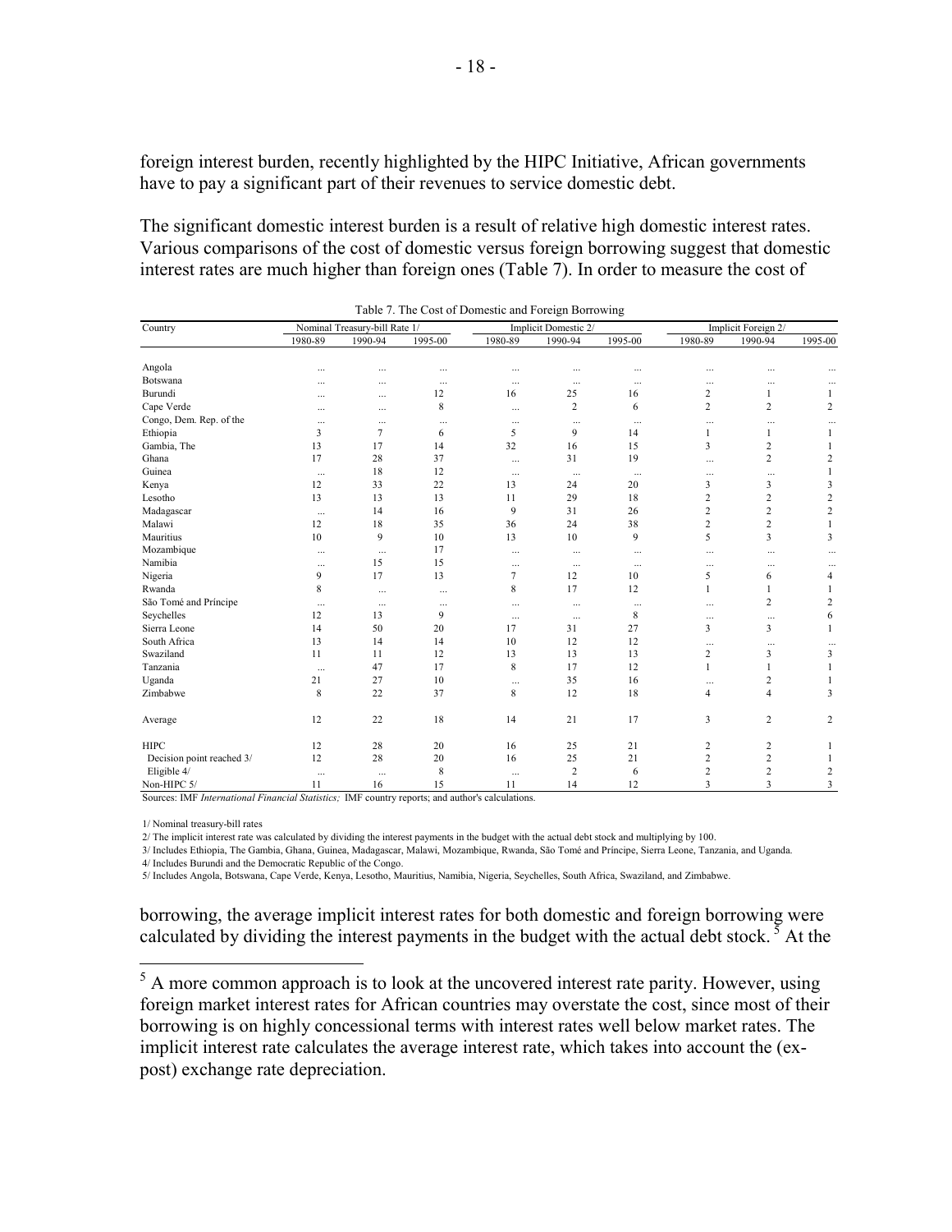foreign interest burden, recently highlighted by the HIPC Initiative, African governments have to pay a significant part of their revenues to service domestic debt.

The significant domestic interest burden is a result of relative high domestic interest rates. Various comparisons of the cost of domestic versus foreign borrowing suggest that domestic interest rates are much higher than foreign ones (Table 7). In order to measure the cost of

Table 7. The Cost of Domestic and Foreign Borrowing

| Country | Nominal Treasury-bill Rate 1/ | | | Implicit Domestic 2/ | | | Implicit Foreign 2/ | | |
|---|---|---|---|---|---|---|---|---|---|
| | 1980-89 | 1990-94 | 1995-00 | 1980-89 | 1990-94 | 1995-00 | 1980-89 | 1990-94 | 1995-00 |
| Angola | ... | ... | ... | ... | ... | ... | ... | ... | ... |
| Botswana | ... | ... | ... | ... | ... | ... | ... | ... | ... |
| Burundi | ... | ... | 12 | 16 | 25 | 16 | 2 | 1 | 1 |
| Cape Verde | ... | ... | 8 | ... | 2 | 6 | 2 | 2 | 2 |
| Congo, Dem. Rep. of the | ... | ... | ... | ... | ... | ... | ... | ... | ... |
| Ethiopia | 3 | 7 | 6 | 5 | 9 | 14 | 1 | 1 | 1 |
| Gambia, The | 13 | 17 | 14 | 32 | 16 | 15 | 3 | 2 | 1 |
| Ghana | 17 | 28 | 37 | ... | 31 | 19 | ... | 2 | 2 |
| Guinea | ... | 18 | 12 | ... | ... | ... | ... | ... | 1 |
| Kenya | 12 | 33 | 22 | 13 | 24 | 20 | 3 | 3 | 3 |
| Lesotho | 13 | 13 | 13 | 11 | 29 | 18 | 2 | 2 | 2 |
| Madagascar | ... | 14 | 16 | 9 | 31 | 26 | 2 | 2 | 2 |
| Malawi | 12 | 18 | 35 | 36 | 24 | 38 | 2 | 2 | 1 |
| Mauritius | 10 | 9 | 10 | 13 | 10 | 9 | 5 | 3 | 3 |
| Mozambique | ... | ... | 17 | ... | ... | ... | ... | ... | ... |
| Namibia | ... | 15 | 15 | ... | ... | ... | ... | ... | ... |
| Nigeria | 9 | 17 | 13 | 7 | 12 | 10 | 5 | 6 | 4 |
| Rwanda | 8 | ... | ... | 8 | 17 | 12 | 1 | 1 | 1 |
| São Tomé and Príncipe | ... | ... | ... | ... | ... | ... | ... | 2 | 2 |
| Seychelles | 12 | 13 | 9 | ... | ... | 8 | ... | ... | 6 |
| Sierra Leone | 14 | 50 | 20 | 17 | 31 | 27 | 3 | 3 | 1 |
| South Africa | 13 | 14 | 14 | 10 | 12 | 12 | ... | ... | ... |
| Swaziland | 11 | 11 | 12 | 13 | 13 | 13 | 2 | 3 | 3 |
| Tanzania | ... | 47 | 17 | 8 | 17 | 12 | 1 | 1 | 1 |
| Uganda | 21 | 27 | 10 | ... | 35 | 16 | ... | 2 | 1 |
| Zimbabwe | 8 | 22 | 37 | 8 | 12 | 18 | 4 | 4 | 3 |
| Average | 12 | 22 | 18 | 14 | 21 | 17 | 3 | 2 | 2 |
| HIPC | 12 | 28 | 20 | 16 | 25 | 21 | 2 | 2 | 1 |
| Decision point reached 3/ | 12 | 28 | 20 | 16 | 25 | 21 | 2 | 2 | 1 |
| Eligible 4/ | ... | ... | 8 | ... | 2 | 6 | 2 | 2 | 2 |
| Non-HIPC 5/ | 11 | 16 | 15 | 11 | 14 | 12 | 3 | 3 | 3 |

Sources: IMF *International Financial Statistics;* IMF country reports; and author's calculations.

1/ Nominal treasury-bill rates

2/ The implicit interest rate was calculated by dividing the interest payments in the budget with the actual debt stock and multiplying by 100.

3/ Includes Ethiopia, The Gambia, Ghana, Guinea, Madagascar, Malawi, Mozambique, Rwanda, São Tomé and Príncipe, Sierra Leone, Tanzania, and Uganda.

4/ Includes Burundi and the Democratic Republic of the Congo.

5/ Includes Angola, Botswana, Cape Verde, Kenya, Lesotho, Mauritius, Namibia, Nigeria, Seychelles, South Africa, Swaziland, and Zimbabwe.

borrowing, the average implicit interest rates for both domestic and foreign borrowing were calculated by dividing the interest payments in the budget with the actual debt stock.[5] At the

[5] A more common approach is to look at the uncovered interest rate parity. However, using foreign market interest rates for African countries may overstate the cost, since most of their borrowing is on highly concessional terms with interest rates well below market rates. The implicit interest rate calculates the average interest rate, which takes into account the (ex-post) exchange rate depreciation.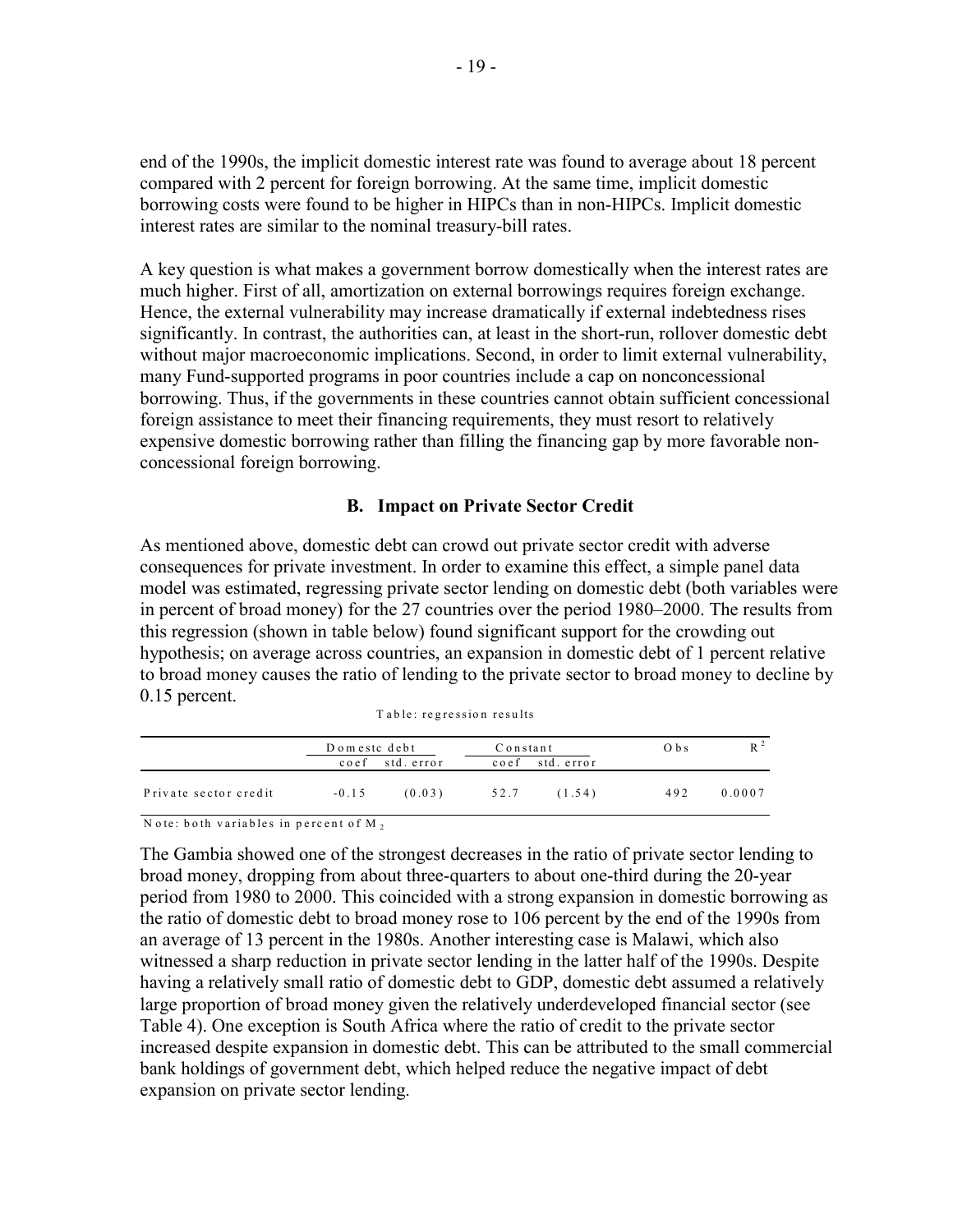end of the 1990s, the implicit domestic interest rate was found to average about 18 percent compared with 2 percent for foreign borrowing. At the same time, implicit domestic borrowing costs were found to be higher in HIPCs than in non-HIPCs. Implicit domestic interest rates are similar to the nominal treasury-bill rates.

A key question is what makes a government borrow domestically when the interest rates are much higher. First of all, amortization on external borrowings requires foreign exchange. Hence, the external vulnerability may increase dramatically if external indebtedness rises significantly. In contrast, the authorities can, at least in the short-run, rollover domestic debt without major macroeconomic implications. Second, in order to limit external vulnerability, many Fund-supported programs in poor countries include a cap on nonconcessional borrowing. Thus, if the governments in these countries cannot obtain sufficient concessional foreign assistance to meet their financing requirements, they must resort to relatively expensive domestic borrowing rather than filling the financing gap by more favorable non-concessional foreign borrowing.

### B. Impact on Private Sector Credit

As mentioned above, domestic debt can crowd out private sector credit with adverse consequences for private investment. In order to examine this effect, a simple panel data model was estimated, regressing private sector lending on domestic debt (both variables were in percent of broad money) for the 27 countries over the period 1980–2000. The results from this regression (shown in table below) found significant support for the crowding out hypothesis; on average across countries, an expansion in domestic debt of 1 percent relative to broad money causes the ratio of lending to the private sector to broad money to decline by 0.15 percent.

Table: regression results

| | Domestc debt | | Constant | | Obs | $R^2$ |
|---|---|---|---|---|---|---|
| | coef | std. error | coef | std. error | | |
| Private sector credit | -0.15 | (0.03) | 52.7 | (1.54) | 492 | 0.0007 |

Note: both variables in percent of $M_2$

The Gambia showed one of the strongest decreases in the ratio of private sector lending to broad money, dropping from about three-quarters to about one-third during the 20-year period from 1980 to 2000. This coincided with a strong expansion in domestic borrowing as the ratio of domestic debt to broad money rose to 106 percent by the end of the 1990s from an average of 13 percent in the 1980s. Another interesting case is Malawi, which also witnessed a sharp reduction in private sector lending in the latter half of the 1990s. Despite having a relatively small ratio of domestic debt to GDP, domestic debt assumed a relatively large proportion of broad money given the relatively underdeveloped financial sector (see Table 4). One exception is South Africa where the ratio of credit to the private sector increased despite expansion in domestic debt. This can be attributed to the small commercial bank holdings of government debt, which helped reduce the negative impact of debt expansion on private sector lending.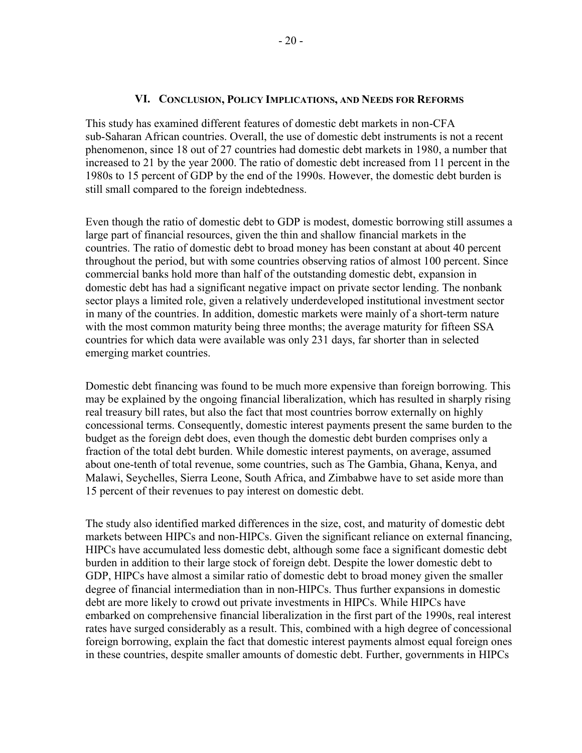## VI. Conclusion, Policy Implications, and Needs for Reforms

This study has examined different features of domestic debt markets in non-CFA sub-Saharan African countries. Overall, the use of domestic debt instruments is not a recent phenomenon, since 18 out of 27 countries had domestic debt markets in 1980, a number that increased to 21 by the year 2000. The ratio of domestic debt increased from 11 percent in the 1980s to 15 percent of GDP by the end of the 1990s. However, the domestic debt burden is still small compared to the foreign indebtedness.

Even though the ratio of domestic debt to GDP is modest, domestic borrowing still assumes a large part of financial resources, given the thin and shallow financial markets in the countries. The ratio of domestic debt to broad money has been constant at about 40 percent throughout the period, but with some countries observing ratios of almost 100 percent. Since commercial banks hold more than half of the outstanding domestic debt, expansion in domestic debt has had a significant negative impact on private sector lending. The nonbank sector plays a limited role, given a relatively underdeveloped institutional investment sector in many of the countries. In addition, domestic markets were mainly of a short-term nature with the most common maturity being three months; the average maturity for fifteen SSA countries for which data were available was only 231 days, far shorter than in selected emerging market countries.

Domestic debt financing was found to be much more expensive than foreign borrowing. This may be explained by the ongoing financial liberalization, which has resulted in sharply rising real treasury bill rates, but also the fact that most countries borrow externally on highly concessional terms. Consequently, domestic interest payments present the same burden to the budget as the foreign debt does, even though the domestic debt burden comprises only a fraction of the total debt burden. While domestic interest payments, on average, assumed about one-tenth of total revenue, some countries, such as The Gambia, Ghana, Kenya, and Malawi, Seychelles, Sierra Leone, South Africa, and Zimbabwe have to set aside more than 15 percent of their revenues to pay interest on domestic debt.

The study also identified marked differences in the size, cost, and maturity of domestic debt markets between HIPCs and non-HIPCs. Given the significant reliance on external financing, HIPCs have accumulated less domestic debt, although some face a significant domestic debt burden in addition to their large stock of foreign debt. Despite the lower domestic debt to GDP, HIPCs have almost a similar ratio of domestic debt to broad money given the smaller degree of financial intermediation than in non-HIPCs. Thus further expansions in domestic debt are more likely to crowd out private investments in HIPCs. While HIPCs have embarked on comprehensive financial liberalization in the first part of the 1990s, real interest rates have surged considerably as a result. This, combined with a high degree of concessional foreign borrowing, explain the fact that domestic interest payments almost equal foreign ones in these countries, despite smaller amounts of domestic debt. Further, governments in HIPCs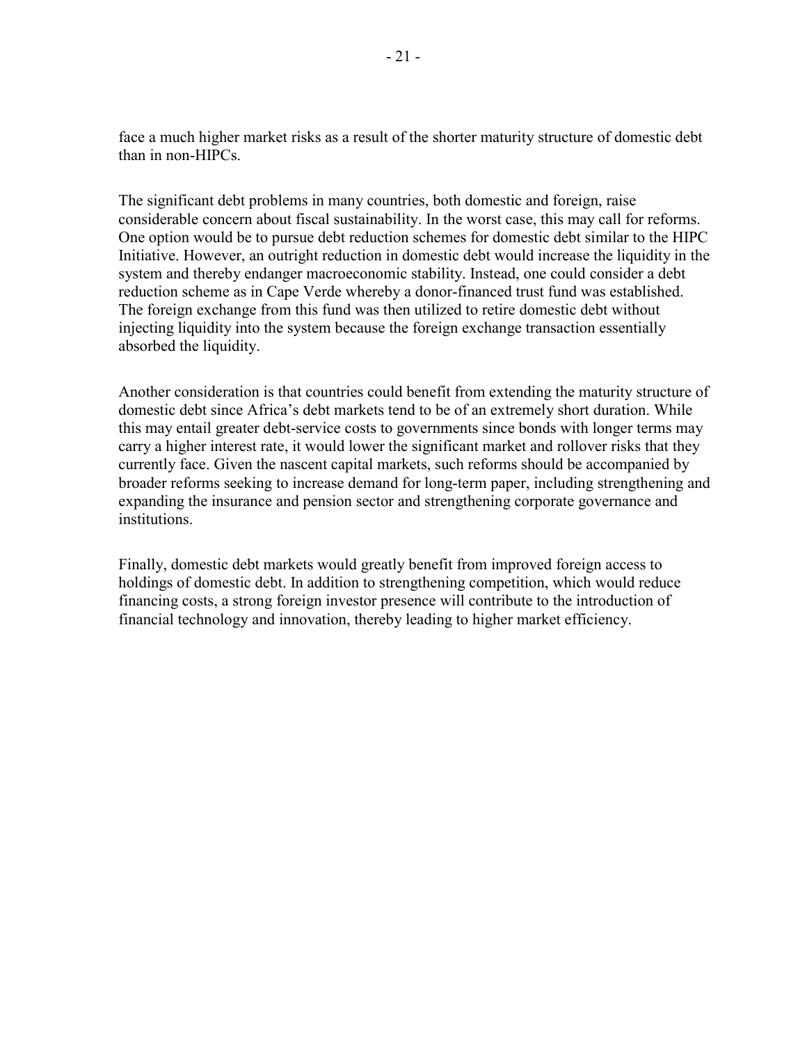face a much higher market risks as a result of the shorter maturity structure of domestic debt than in non-HIPCs.

The significant debt problems in many countries, both domestic and foreign, raise considerable concern about fiscal sustainability. In the worst case, this may call for reforms. One option would be to pursue debt reduction schemes for domestic debt similar to the HIPC Initiative. However, an outright reduction in domestic debt would increase the liquidity in the system and thereby endanger macroeconomic stability. Instead, one could consider a debt reduction scheme as in Cape Verde whereby a donor-financed trust fund was established. The foreign exchange from this fund was then utilized to retire domestic debt without injecting liquidity into the system because the foreign exchange transaction essentially absorbed the liquidity.

Another consideration is that countries could benefit from extending the maturity structure of domestic debt since Africa's debt markets tend to be of an extremely short duration. While this may entail greater debt-service costs to governments since bonds with longer terms may carry a higher interest rate, it would lower the significant market and rollover risks that they currently face. Given the nascent capital markets, such reforms should be accompanied by broader reforms seeking to increase demand for long-term paper, including strengthening and expanding the insurance and pension sector and strengthening corporate governance and institutions.

Finally, domestic debt markets would greatly benefit from improved foreign access to holdings of domestic debt. In addition to strengthening competition, which would reduce financing costs, a strong foreign investor presence will contribute to the introduction of financial technology and innovation, thereby leading to higher market efficiency.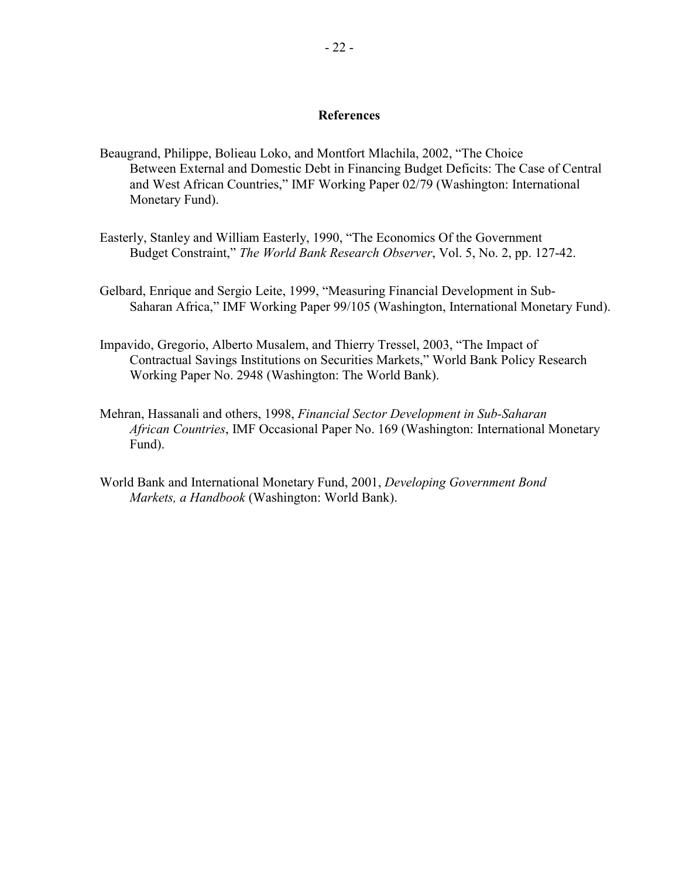## References

Beaugrand, Philippe, Bolieau Loko, and Montfort Mlachila, 2002, "The Choice Between External and Domestic Debt in Financing Budget Deficits: The Case of Central and West African Countries," IMF Working Paper 02/79 (Washington: International Monetary Fund).

Easterly, Stanley and William Easterly, 1990, "The Economics Of the Government Budget Constraint," *The World Bank Research Observer*, Vol. 5, No. 2, pp. 127-42.

Gelbard, Enrique and Sergio Leite, 1999, "Measuring Financial Development in Sub-Saharan Africa," IMF Working Paper 99/105 (Washington, International Monetary Fund).

Impavido, Gregorio, Alberto Musalem, and Thierry Tressel, 2003, "The Impact of Contractual Savings Institutions on Securities Markets," World Bank Policy Research Working Paper No. 2948 (Washington: The World Bank).

Mehran, Hassanali and others, 1998, *Financial Sector Development in Sub-Saharan African Countries*, IMF Occasional Paper No. 169 (Washington: International Monetary Fund).

World Bank and International Monetary Fund, 2001, *Developing Government Bond Markets, a Handbook* (Washington: World Bank).